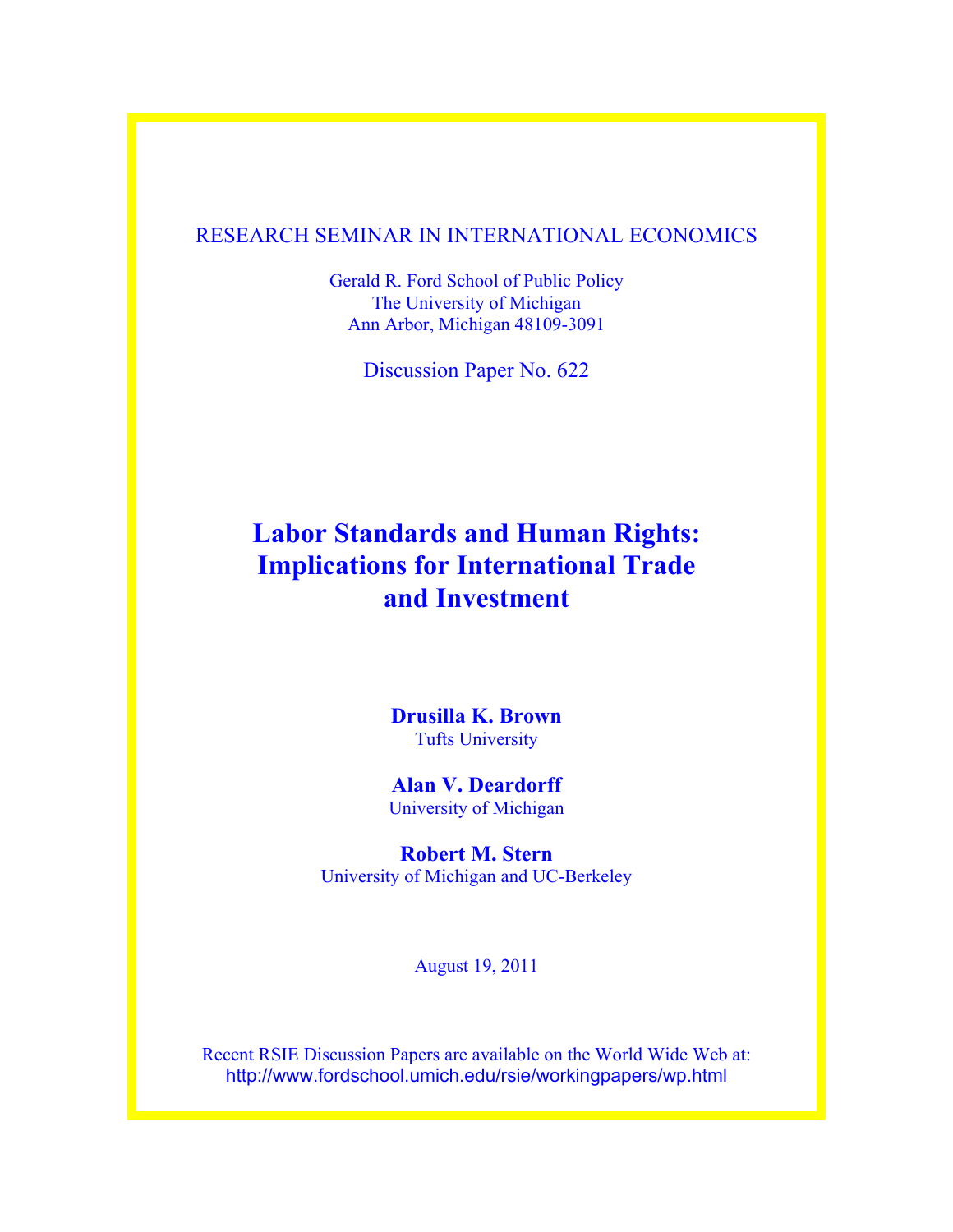RESEARCH SEMINAR IN INTERNATIONAL ECONOMICS

Gerald R. Ford School of Public Policy
The University of Michigan
Ann Arbor, Michigan 48109-3091

Discussion Paper No. 622

# Labor Standards and Human Rights: Implications for International Trade and Investment

**Drusilla K. Brown**
Tufts University

**Alan V. Deardorff**
University of Michigan

**Robert M. Stern**
University of Michigan and UC-Berkeley

August 19, 2011

Recent RSIE Discussion Papers are available on the World Wide Web at:
http://www.fordschool.umich.edu/rsie/workingpapers/wp.html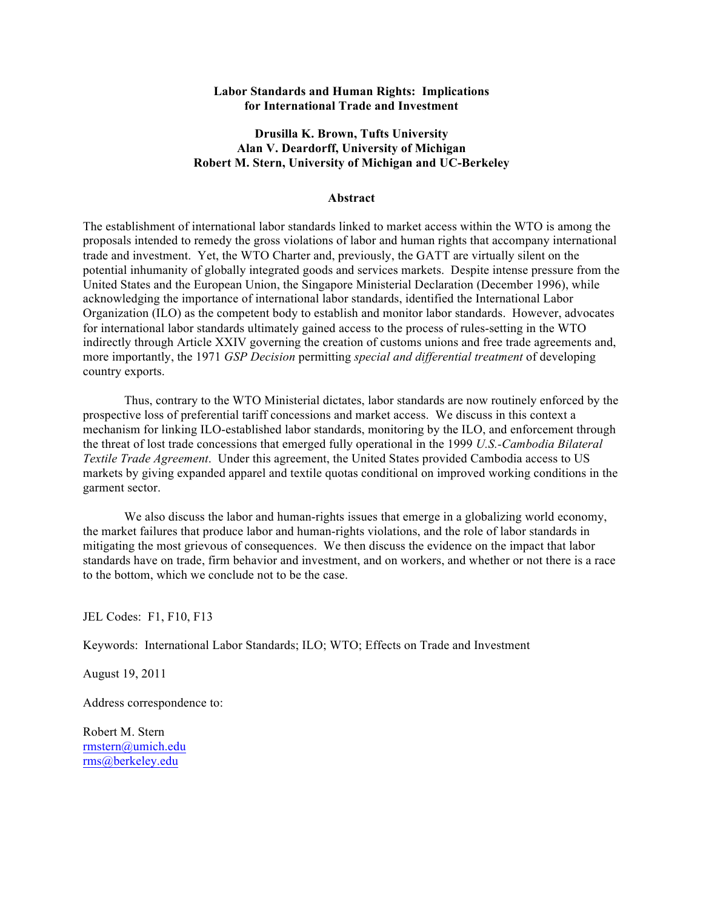**Labor Standards and Human Rights: Implications for International Trade and Investment**

**Drusilla K. Brown, Tufts University**
**Alan V. Deardorff, University of Michigan**
**Robert M. Stern, University of Michigan and UC-Berkeley**

**Abstract**

The establishment of international labor standards linked to market access within the WTO is among the proposals intended to remedy the gross violations of labor and human rights that accompany international trade and investment. Yet, the WTO Charter and, previously, the GATT are virtually silent on the potential inhumanity of globally integrated goods and services markets. Despite intense pressure from the United States and the European Union, the Singapore Ministerial Declaration (December 1996), while acknowledging the importance of international labor standards, identified the International Labor Organization (ILO) as the competent body to establish and monitor labor standards. However, advocates for international labor standards ultimately gained access to the process of rules-setting in the WTO indirectly through Article XXIV governing the creation of customs unions and free trade agreements and, more importantly, the 1971 *GSP Decision* permitting *special and differential treatment* of developing country exports.

Thus, contrary to the WTO Ministerial dictates, labor standards are now routinely enforced by the prospective loss of preferential tariff concessions and market access. We discuss in this context a mechanism for linking ILO-established labor standards, monitoring by the ILO, and enforcement through the threat of lost trade concessions that emerged fully operational in the 1999 *U.S.-Cambodia Bilateral Textile Trade Agreement*. Under this agreement, the United States provided Cambodia access to US markets by giving expanded apparel and textile quotas conditional on improved working conditions in the garment sector.

We also discuss the labor and human-rights issues that emerge in a globalizing world economy, the market failures that produce labor and human-rights violations, and the role of labor standards in mitigating the most grievous of consequences. We then discuss the evidence on the impact that labor standards have on trade, firm behavior and investment, and on workers, and whether or not there is a race to the bottom, which we conclude not to be the case.

JEL Codes: F1, F10, F13

Keywords: International Labor Standards; ILO; WTO; Effects on Trade and Investment

August 19, 2011

Address correspondence to:

Robert M. Stern
rmstern@umich.edu
rms@berkeley.edu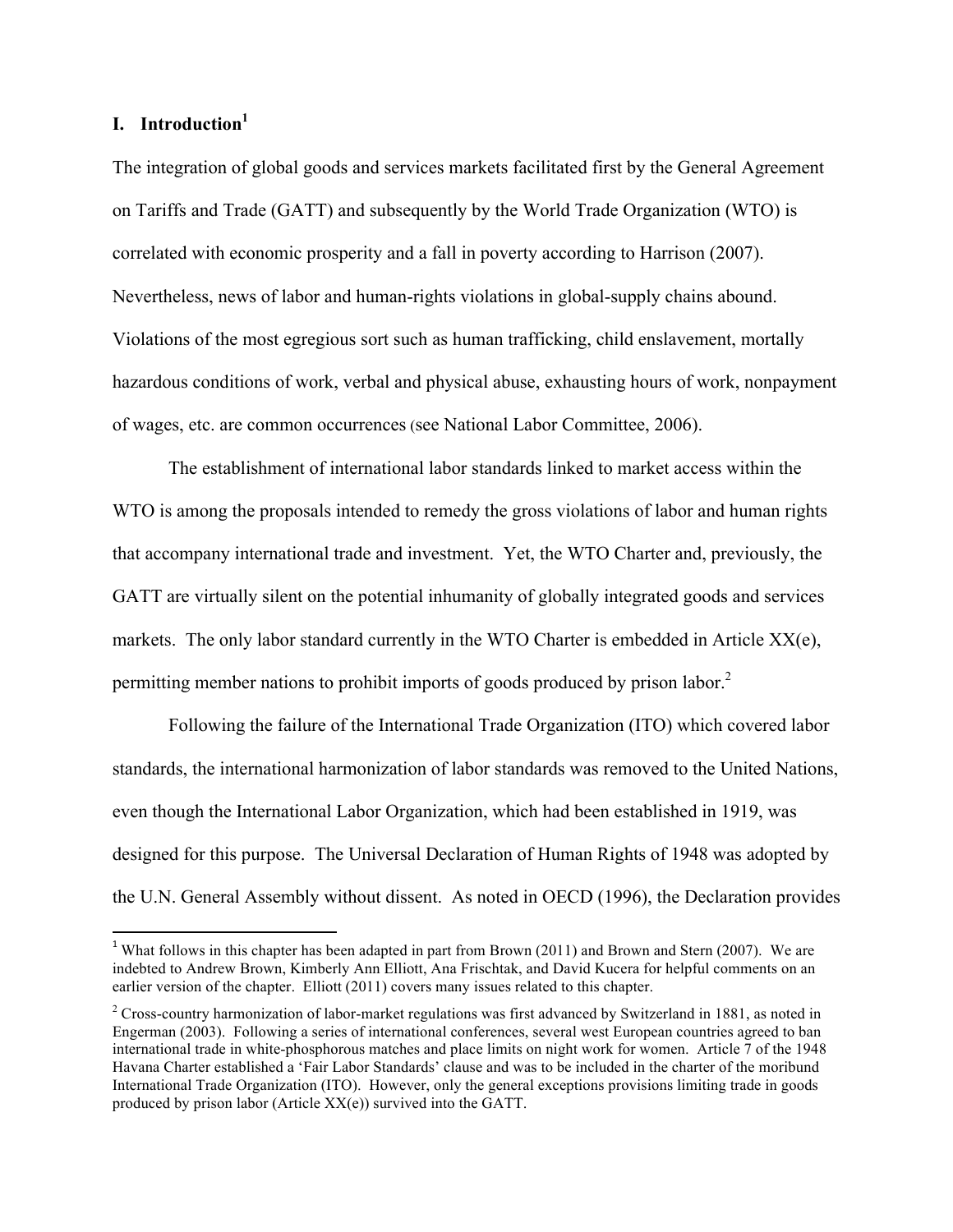## I. Introduction[1]

The integration of global goods and services markets facilitated first by the General Agreement on Tariffs and Trade (GATT) and subsequently by the World Trade Organization (WTO) is correlated with economic prosperity and a fall in poverty according to Harrison (2007). Nevertheless, news of labor and human-rights violations in global-supply chains abound. Violations of the most egregious sort such as human trafficking, child enslavement, mortally hazardous conditions of work, verbal and physical abuse, exhausting hours of work, nonpayment of wages, etc. are common occurrences (see National Labor Committee, 2006).

The establishment of international labor standards linked to market access within the WTO is among the proposals intended to remedy the gross violations of labor and human rights that accompany international trade and investment. Yet, the WTO Charter and, previously, the GATT are virtually silent on the potential inhumanity of globally integrated goods and services markets. The only labor standard currently in the WTO Charter is embedded in Article XX(e), permitting member nations to prohibit imports of goods produced by prison labor.[2]

Following the failure of the International Trade Organization (ITO) which covered labor standards, the international harmonization of labor standards was removed to the United Nations, even though the International Labor Organization, which had been established in 1919, was designed for this purpose. The Universal Declaration of Human Rights of 1948 was adopted by the U.N. General Assembly without dissent. As noted in OECD (1996), the Declaration provides

---

[1] What follows in this chapter has been adapted in part from Brown (2011) and Brown and Stern (2007). We are indebted to Andrew Brown, Kimberly Ann Elliott, Ana Frischtak, and David Kucera for helpful comments on an earlier version of the chapter. Elliott (2011) covers many issues related to this chapter.

[2] Cross-country harmonization of labor-market regulations was first advanced by Switzerland in 1881, as noted in Engerman (2003). Following a series of international conferences, several west European countries agreed to ban international trade in white-phosphorous matches and place limits on night work for women. Article 7 of the 1948 Havana Charter established a 'Fair Labor Standards' clause and was to be included in the charter of the moribund International Trade Organization (ITO). However, only the general exceptions provisions limiting trade in goods produced by prison labor (Article XX(e)) survived into the GATT.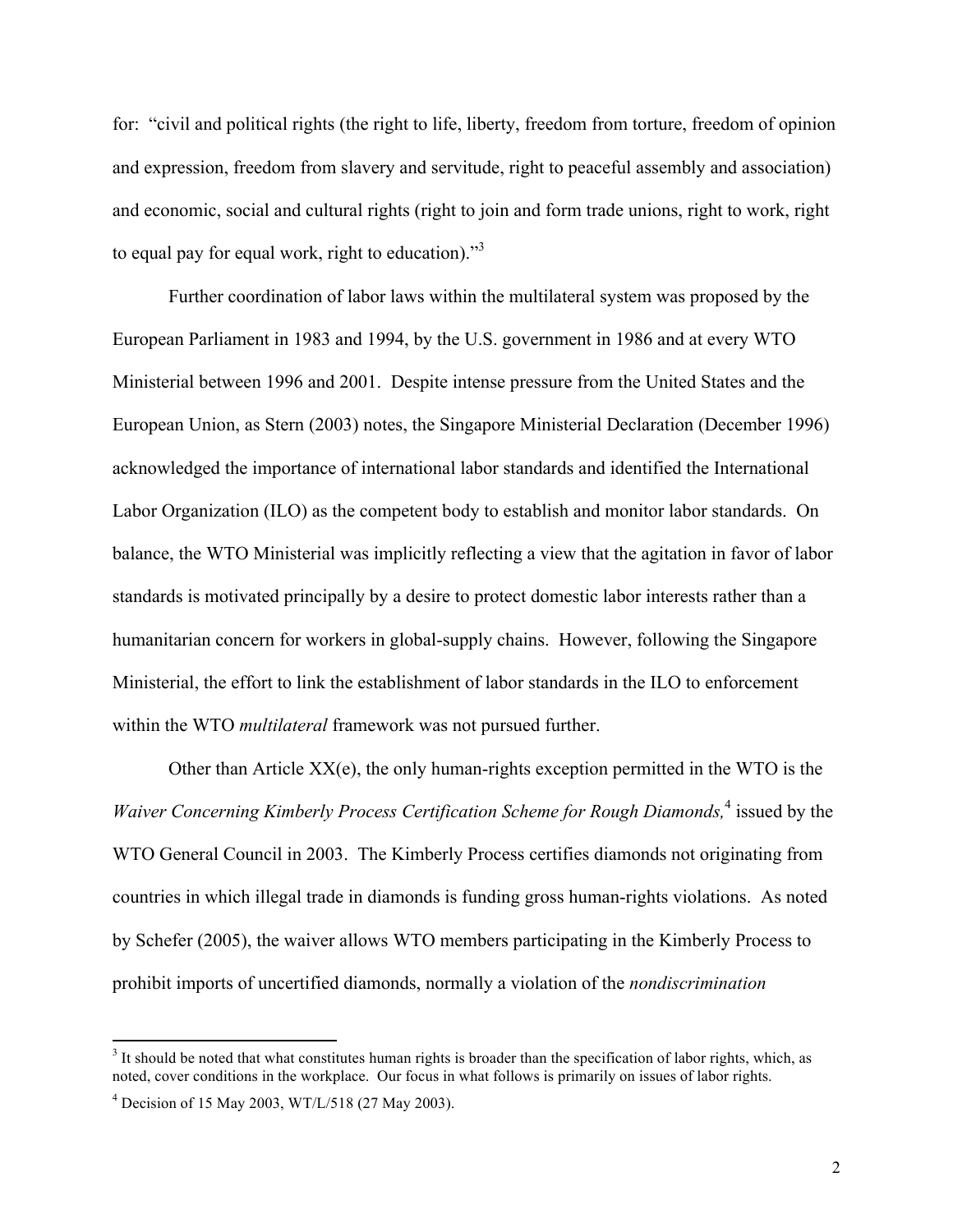for: "civil and political rights (the right to life, liberty, freedom from torture, freedom of opinion and expression, freedom from slavery and servitude, right to peaceful assembly and association) and economic, social and cultural rights (right to join and form trade unions, right to work, right to equal pay for equal work, right to education)."[3]

Further coordination of labor laws within the multilateral system was proposed by the European Parliament in 1983 and 1994, by the U.S. government in 1986 and at every WTO Ministerial between 1996 and 2001. Despite intense pressure from the United States and the European Union, as Stern (2003) notes, the Singapore Ministerial Declaration (December 1996) acknowledged the importance of international labor standards and identified the International Labor Organization (ILO) as the competent body to establish and monitor labor standards. On balance, the WTO Ministerial was implicitly reflecting a view that the agitation in favor of labor standards is motivated principally by a desire to protect domestic labor interests rather than a humanitarian concern for workers in global-supply chains. However, following the Singapore Ministerial, the effort to link the establishment of labor standards in the ILO to enforcement within the WTO *multilateral* framework was not pursued further.

Other than Article XX(e), the only human-rights exception permitted in the WTO is the *Waiver Concerning Kimberly Process Certification Scheme for Rough Diamonds,*[4] issued by the WTO General Council in 2003. The Kimberly Process certifies diamonds not originating from countries in which illegal trade in diamonds is funding gross human-rights violations. As noted by Schefer (2005), the waiver allows WTO members participating in the Kimberly Process to prohibit imports of uncertified diamonds, normally a violation of the *nondiscrimination*

[3] It should be noted that what constitutes human rights is broader than the specification of labor rights, which, as noted, cover conditions in the workplace. Our focus in what follows is primarily on issues of labor rights.

[4] Decision of 15 May 2003, WT/L/518 (27 May 2003).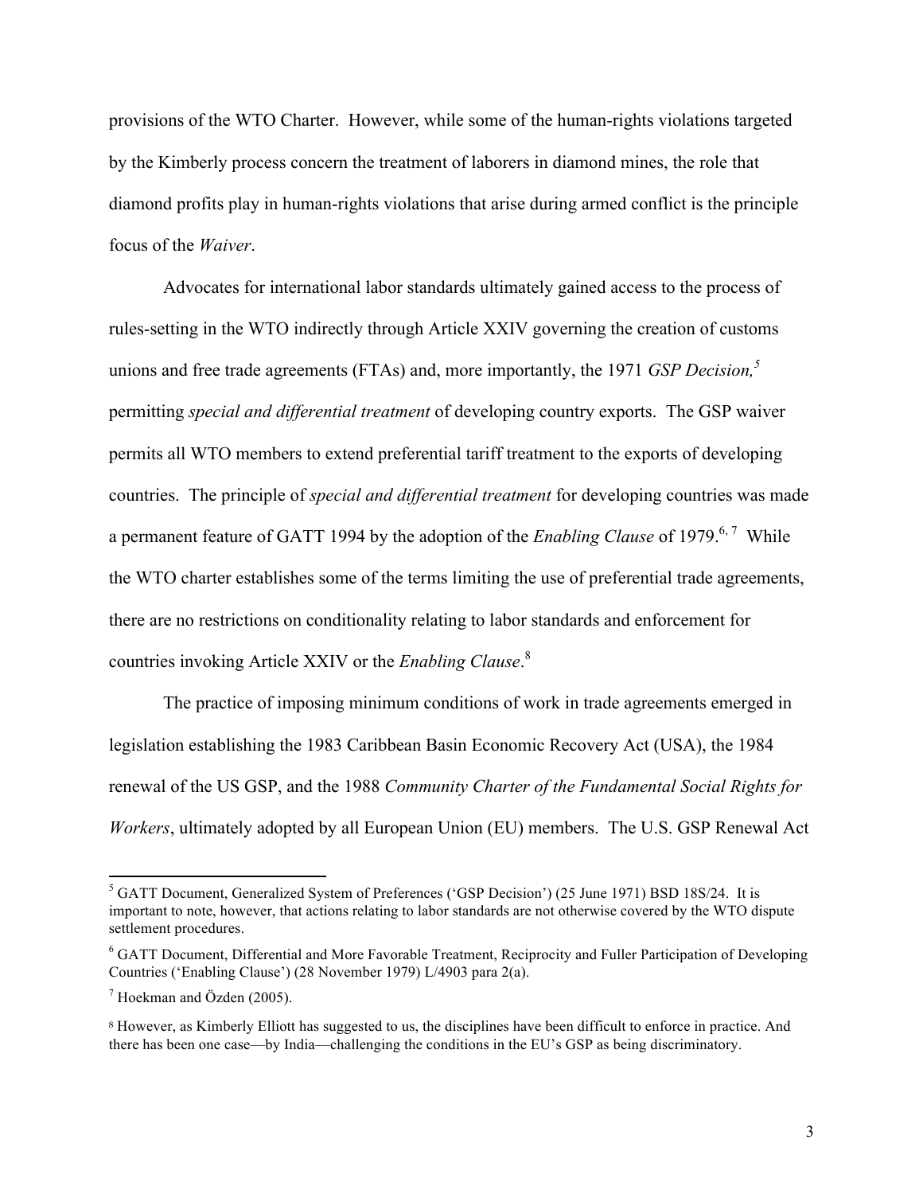provisions of the WTO Charter. However, while some of the human-rights violations targeted by the Kimberly process concern the treatment of laborers in diamond mines, the role that diamond profits play in human-rights violations that arise during armed conflict is the principle focus of the *Waiver*.

Advocates for international labor standards ultimately gained access to the process of rules-setting in the WTO indirectly through Article XXIV governing the creation of customs unions and free trade agreements (FTAs) and, more importantly, the 1971 *GSP Decision,*[5] permitting *special and differential treatment* of developing country exports. The GSP waiver permits all WTO members to extend preferential tariff treatment to the exports of developing countries. The principle of *special and differential treatment* for developing countries was made a permanent feature of GATT 1994 by the adoption of the *Enabling Clause* of 1979.[6, 7] While the WTO charter establishes some of the terms limiting the use of preferential trade agreements, there are no restrictions on conditionality relating to labor standards and enforcement for countries invoking Article XXIV or the *Enabling Clause*.[8]

The practice of imposing minimum conditions of work in trade agreements emerged in legislation establishing the 1983 Caribbean Basin Economic Recovery Act (USA), the 1984 renewal of the US GSP, and the 1988 *Community Charter of the Fundamental Social Rights for Workers*, ultimately adopted by all European Union (EU) members. The U.S. GSP Renewal Act

---

[5] GATT Document, Generalized System of Preferences ('GSP Decision') (25 June 1971) BSD 18S/24. It is important to note, however, that actions relating to labor standards are not otherwise covered by the WTO dispute settlement procedures.

[6] GATT Document, Differential and More Favorable Treatment, Reciprocity and Fuller Participation of Developing Countries ('Enabling Clause') (28 November 1979) L/4903 para 2(a).

[7] Hoekman and Özden (2005).

[8] However, as Kimberly Elliott has suggested to us, the disciplines have been difficult to enforce in practice. And there has been one case—by India—challenging the conditions in the EU's GSP as being discriminatory.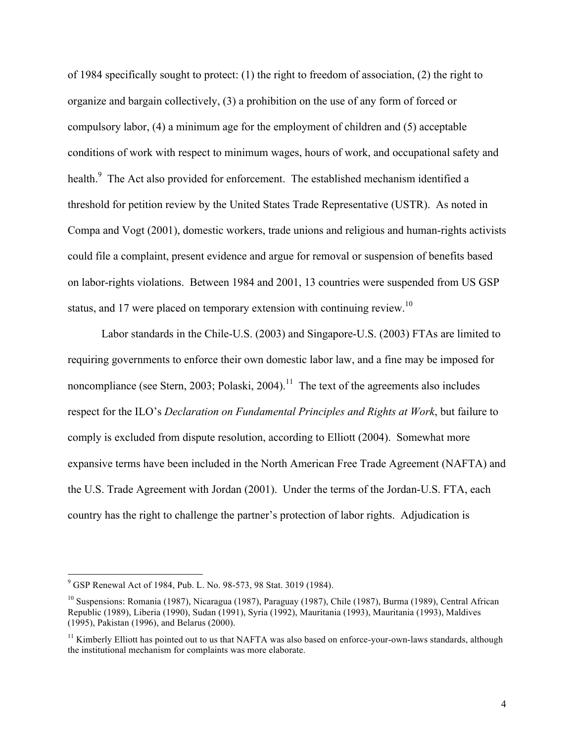of 1984 specifically sought to protect: (1) the right to freedom of association, (2) the right to organize and bargain collectively, (3) a prohibition on the use of any form of forced or compulsory labor, (4) a minimum age for the employment of children and (5) acceptable conditions of work with respect to minimum wages, hours of work, and occupational safety and health.[9] The Act also provided for enforcement. The established mechanism identified a threshold for petition review by the United States Trade Representative (USTR). As noted in Compa and Vogt (2001), domestic workers, trade unions and religious and human-rights activists could file a complaint, present evidence and argue for removal or suspension of benefits based on labor-rights violations. Between 1984 and 2001, 13 countries were suspended from US GSP status, and 17 were placed on temporary extension with continuing review.[10]

Labor standards in the Chile-U.S. (2003) and Singapore-U.S. (2003) FTAs are limited to requiring governments to enforce their own domestic labor law, and a fine may be imposed for noncompliance (see Stern, 2003; Polaski, 2004).[11] The text of the agreements also includes respect for the ILO's *Declaration on Fundamental Principles and Rights at Work*, but failure to comply is excluded from dispute resolution, according to Elliott (2004). Somewhat more expansive terms have been included in the North American Free Trade Agreement (NAFTA) and the U.S. Trade Agreement with Jordan (2001). Under the terms of the Jordan-U.S. FTA, each country has the right to challenge the partner's protection of labor rights. Adjudication is

[9] GSP Renewal Act of 1984, Pub. L. No. 98-573, 98 Stat. 3019 (1984).

[10] Suspensions: Romania (1987), Nicaragua (1987), Paraguay (1987), Chile (1987), Burma (1989), Central African Republic (1989), Liberia (1990), Sudan (1991), Syria (1992), Mauritania (1993), Mauritania (1993), Maldives (1995), Pakistan (1996), and Belarus (2000).

[11] Kimberly Elliott has pointed out to us that NAFTA was also based on enforce-your-own-laws standards, although the institutional mechanism for complaints was more elaborate.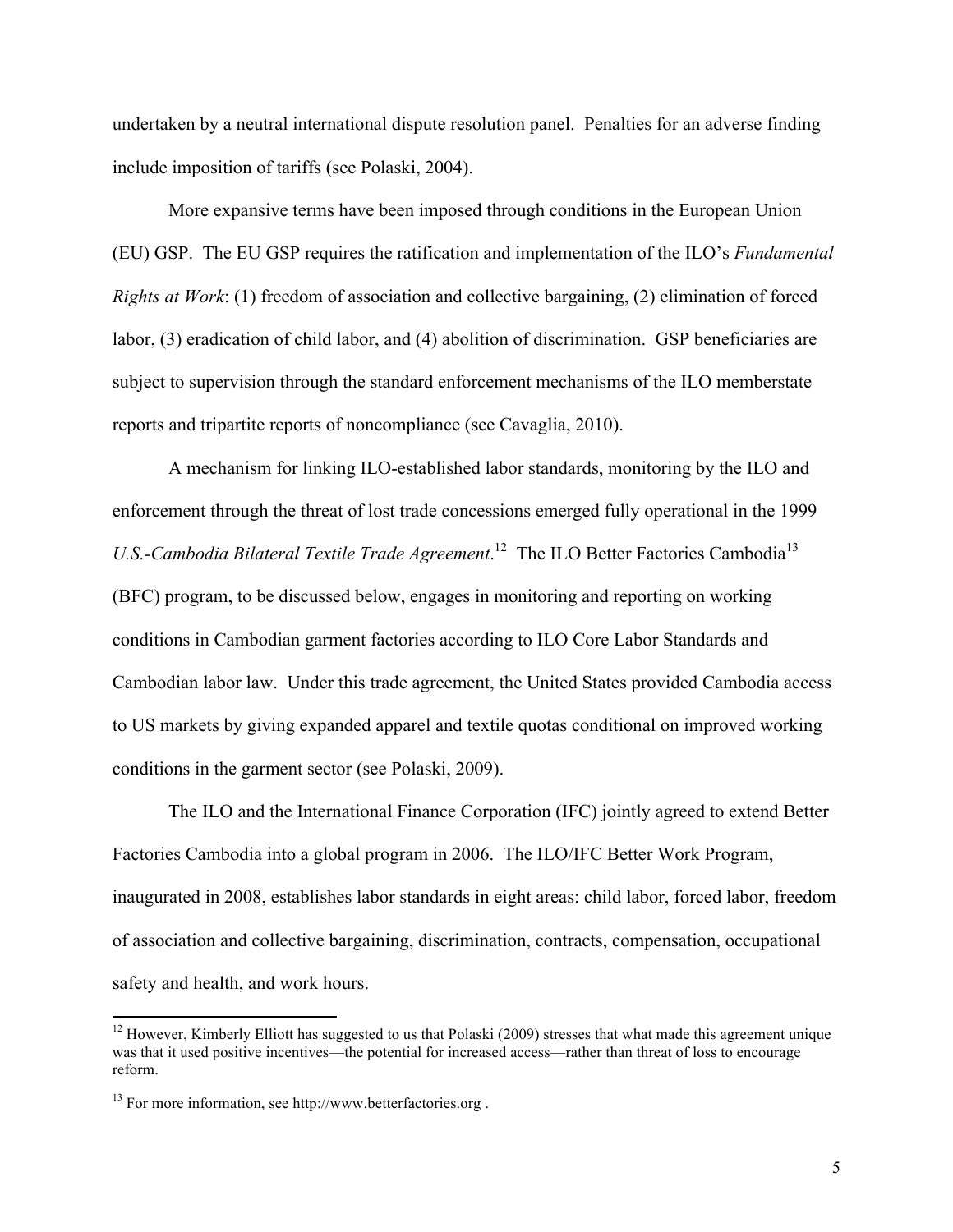undertaken by a neutral international dispute resolution panel. Penalties for an adverse finding include imposition of tariffs (see Polaski, 2004).

More expansive terms have been imposed through conditions in the European Union (EU) GSP. The EU GSP requires the ratification and implementation of the ILO's *Fundamental Rights at Work*: (1) freedom of association and collective bargaining, (2) elimination of forced labor, (3) eradication of child labor, and (4) abolition of discrimination. GSP beneficiaries are subject to supervision through the standard enforcement mechanisms of the ILO memberstate reports and tripartite reports of noncompliance (see Cavaglia, 2010).

A mechanism for linking ILO-established labor standards, monitoring by the ILO and enforcement through the threat of lost trade concessions emerged fully operational in the 1999 *U.S.-Cambodia Bilateral Textile Trade Agreement*.[12] The ILO Better Factories Cambodia[13] (BFC) program, to be discussed below, engages in monitoring and reporting on working conditions in Cambodian garment factories according to ILO Core Labor Standards and Cambodian labor law. Under this trade agreement, the United States provided Cambodia access to US markets by giving expanded apparel and textile quotas conditional on improved working conditions in the garment sector (see Polaski, 2009).

The ILO and the International Finance Corporation (IFC) jointly agreed to extend Better Factories Cambodia into a global program in 2006. The ILO/IFC Better Work Program, inaugurated in 2008, establishes labor standards in eight areas: child labor, forced labor, freedom of association and collective bargaining, discrimination, contracts, compensation, occupational safety and health, and work hours.

---

[12] However, Kimberly Elliott has suggested to us that Polaski (2009) stresses that what made this agreement unique was that it used positive incentives—the potential for increased access—rather than threat of loss to encourage reform.

[13] For more information, see http://www.betterfactories.org .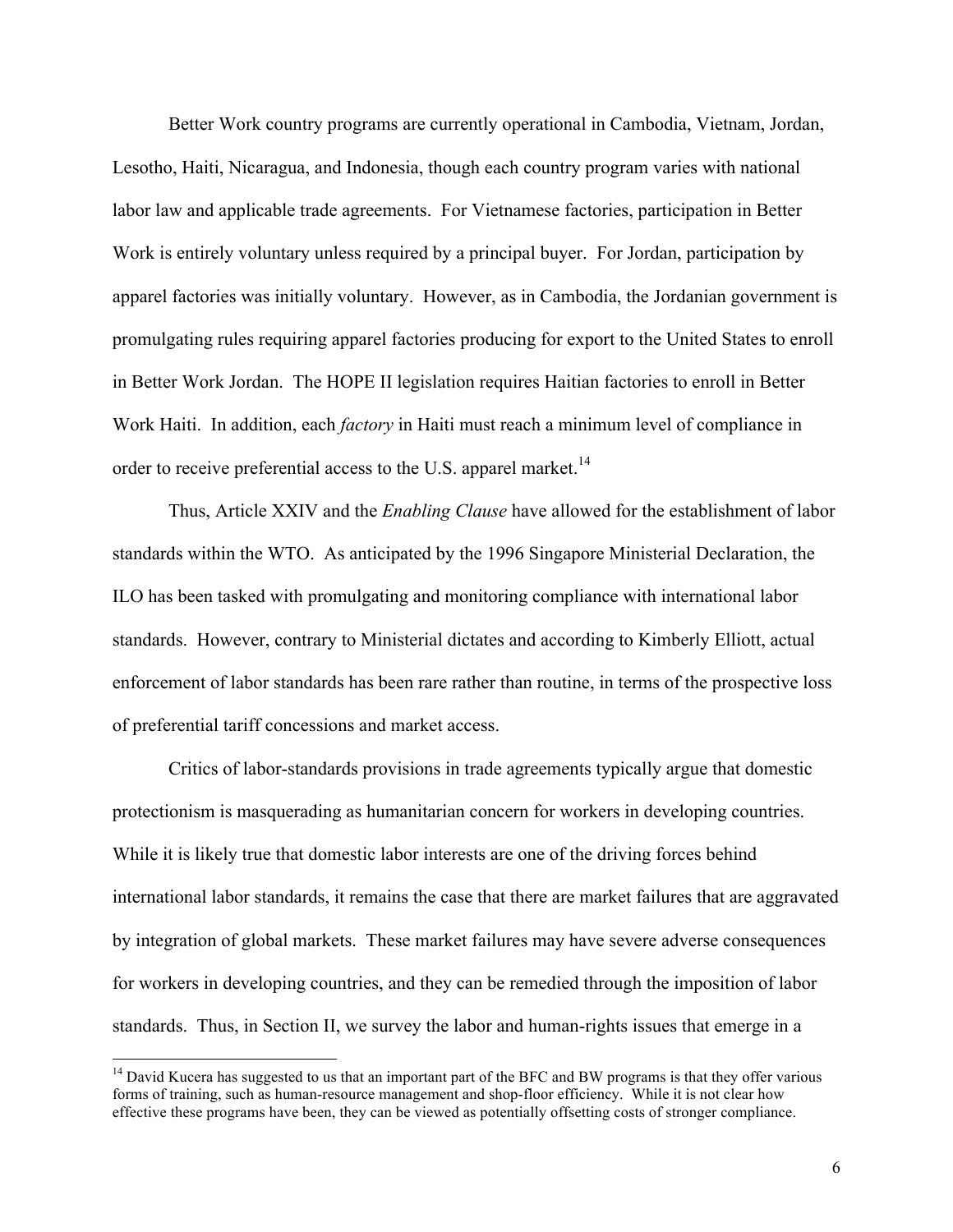Better Work country programs are currently operational in Cambodia, Vietnam, Jordan, Lesotho, Haiti, Nicaragua, and Indonesia, though each country program varies with national labor law and applicable trade agreements. For Vietnamese factories, participation in Better Work is entirely voluntary unless required by a principal buyer. For Jordan, participation by apparel factories was initially voluntary. However, as in Cambodia, the Jordanian government is promulgating rules requiring apparel factories producing for export to the United States to enroll in Better Work Jordan. The HOPE II legislation requires Haitian factories to enroll in Better Work Haiti. In addition, each *factory* in Haiti must reach a minimum level of compliance in order to receive preferential access to the U.S. apparel market.[14]

Thus, Article XXIV and the *Enabling Clause* have allowed for the establishment of labor standards within the WTO. As anticipated by the 1996 Singapore Ministerial Declaration, the ILO has been tasked with promulgating and monitoring compliance with international labor standards. However, contrary to Ministerial dictates and according to Kimberly Elliott, actual enforcement of labor standards has been rare rather than routine, in terms of the prospective loss of preferential tariff concessions and market access.

Critics of labor-standards provisions in trade agreements typically argue that domestic protectionism is masquerading as humanitarian concern for workers in developing countries. While it is likely true that domestic labor interests are one of the driving forces behind international labor standards, it remains the case that there are market failures that are aggravated by integration of global markets. These market failures may have severe adverse consequences for workers in developing countries, and they can be remedied through the imposition of labor standards. Thus, in Section II, we survey the labor and human-rights issues that emerge in a

[14] David Kucera has suggested to us that an important part of the BFC and BW programs is that they offer various forms of training, such as human-resource management and shop-floor efficiency. While it is not clear how effective these programs have been, they can be viewed as potentially offsetting costs of stronger compliance.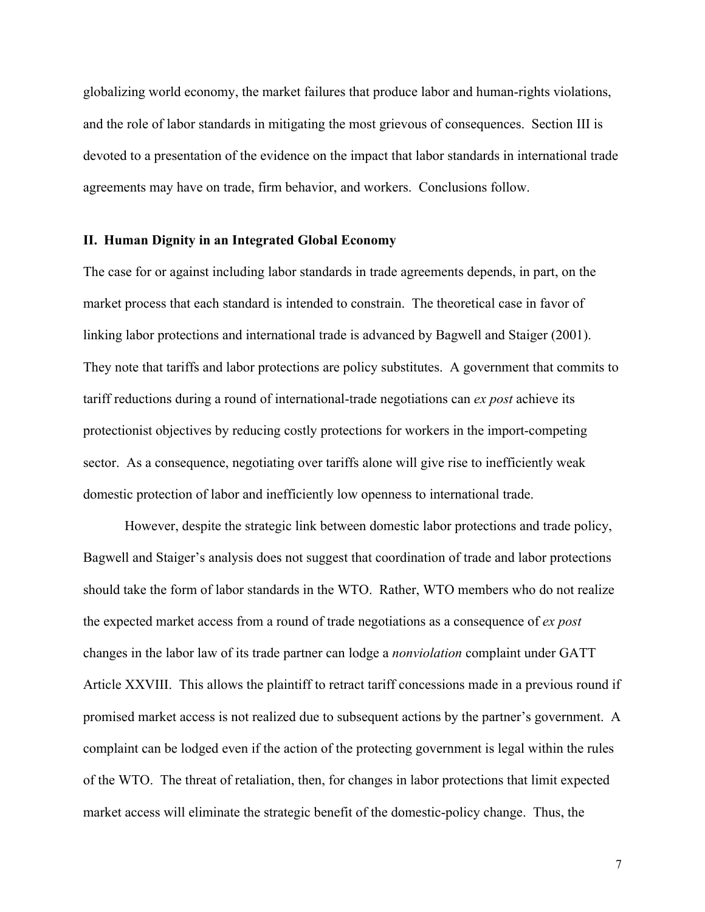globalizing world economy, the market failures that produce labor and human-rights violations, and the role of labor standards in mitigating the most grievous of consequences. Section III is devoted to a presentation of the evidence on the impact that labor standards in international trade agreements may have on trade, firm behavior, and workers. Conclusions follow.

## II. Human Dignity in an Integrated Global Economy

The case for or against including labor standards in trade agreements depends, in part, on the market process that each standard is intended to constrain. The theoretical case in favor of linking labor protections and international trade is advanced by Bagwell and Staiger (2001). They note that tariffs and labor protections are policy substitutes. A government that commits to tariff reductions during a round of international-trade negotiations can *ex post* achieve its protectionist objectives by reducing costly protections for workers in the import-competing sector. As a consequence, negotiating over tariffs alone will give rise to inefficiently weak domestic protection of labor and inefficiently low openness to international trade.

However, despite the strategic link between domestic labor protections and trade policy, Bagwell and Staiger's analysis does not suggest that coordination of trade and labor protections should take the form of labor standards in the WTO. Rather, WTO members who do not realize the expected market access from a round of trade negotiations as a consequence of *ex post* changes in the labor law of its trade partner can lodge a *nonviolation* complaint under GATT Article XXVIII. This allows the plaintiff to retract tariff concessions made in a previous round if promised market access is not realized due to subsequent actions by the partner's government. A complaint can be lodged even if the action of the protecting government is legal within the rules of the WTO. The threat of retaliation, then, for changes in labor protections that limit expected market access will eliminate the strategic benefit of the domestic-policy change. Thus, the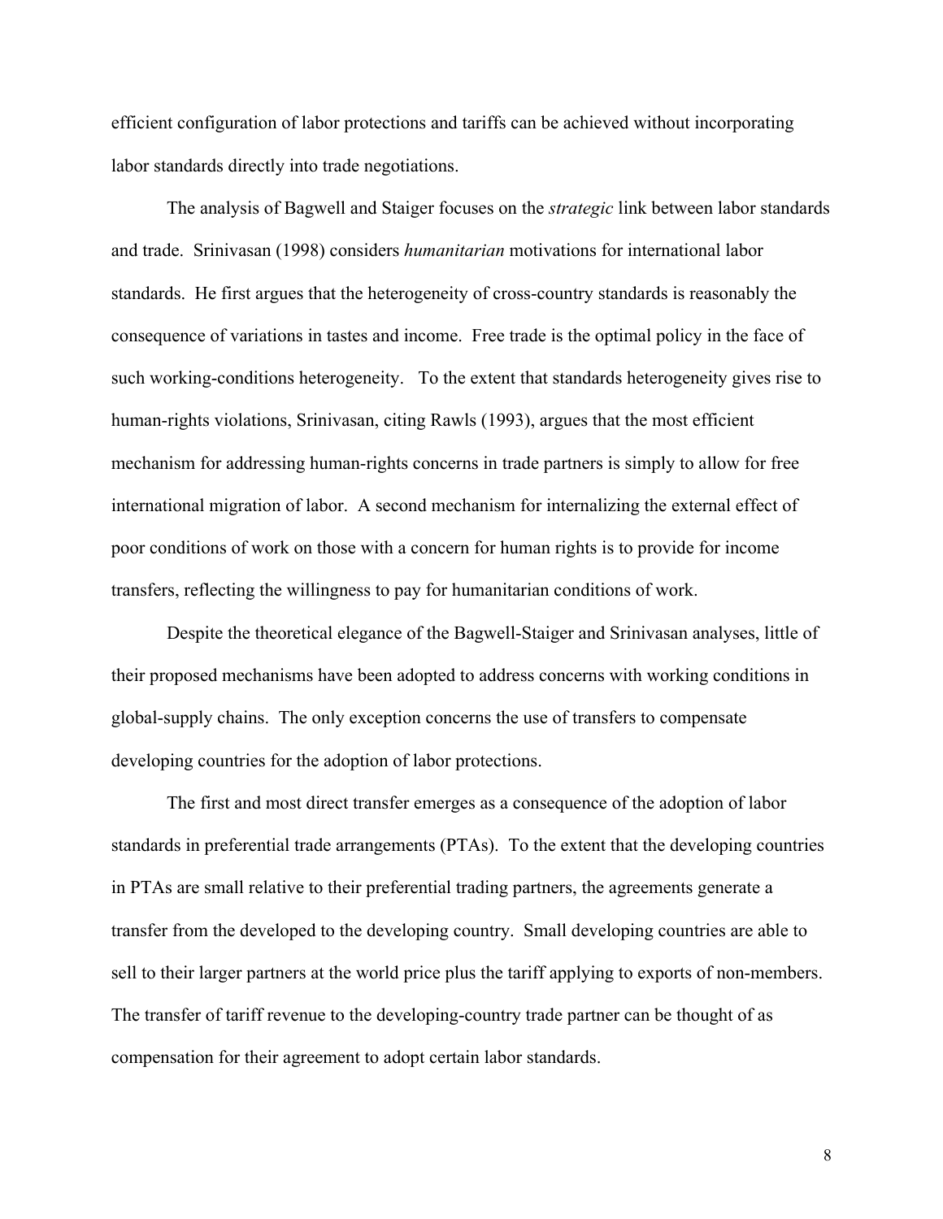efficient configuration of labor protections and tariffs can be achieved without incorporating labor standards directly into trade negotiations.

The analysis of Bagwell and Staiger focuses on the *strategic* link between labor standards and trade. Srinivasan (1998) considers *humanitarian* motivations for international labor standards. He first argues that the heterogeneity of cross-country standards is reasonably the consequence of variations in tastes and income. Free trade is the optimal policy in the face of such working-conditions heterogeneity. To the extent that standards heterogeneity gives rise to human-rights violations, Srinivasan, citing Rawls (1993), argues that the most efficient mechanism for addressing human-rights concerns in trade partners is simply to allow for free international migration of labor. A second mechanism for internalizing the external effect of poor conditions of work on those with a concern for human rights is to provide for income transfers, reflecting the willingness to pay for humanitarian conditions of work.

Despite the theoretical elegance of the Bagwell-Staiger and Srinivasan analyses, little of their proposed mechanisms have been adopted to address concerns with working conditions in global-supply chains. The only exception concerns the use of transfers to compensate developing countries for the adoption of labor protections.

The first and most direct transfer emerges as a consequence of the adoption of labor standards in preferential trade arrangements (PTAs). To the extent that the developing countries in PTAs are small relative to their preferential trading partners, the agreements generate a transfer from the developed to the developing country. Small developing countries are able to sell to their larger partners at the world price plus the tariff applying to exports of non-members. The transfer of tariff revenue to the developing-country trade partner can be thought of as compensation for their agreement to adopt certain labor standards.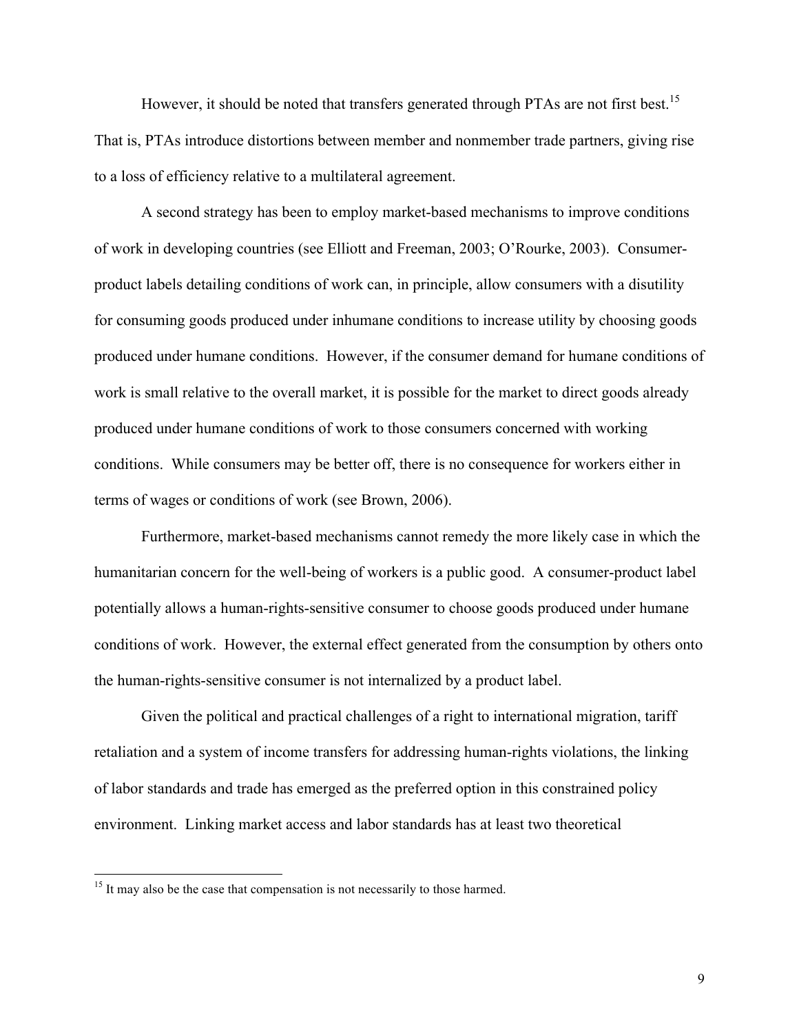However, it should be noted that transfers generated through PTAs are not first best.[15] That is, PTAs introduce distortions between member and nonmember trade partners, giving rise to a loss of efficiency relative to a multilateral agreement.

A second strategy has been to employ market-based mechanisms to improve conditions of work in developing countries (see Elliott and Freeman, 2003; O'Rourke, 2003). Consumer-product labels detailing conditions of work can, in principle, allow consumers with a disutility for consuming goods produced under inhumane conditions to increase utility by choosing goods produced under humane conditions. However, if the consumer demand for humane conditions of work is small relative to the overall market, it is possible for the market to direct goods already produced under humane conditions of work to those consumers concerned with working conditions. While consumers may be better off, there is no consequence for workers either in terms of wages or conditions of work (see Brown, 2006).

Furthermore, market-based mechanisms cannot remedy the more likely case in which the humanitarian concern for the well-being of workers is a public good. A consumer-product label potentially allows a human-rights-sensitive consumer to choose goods produced under humane conditions of work. However, the external effect generated from the consumption by others onto the human-rights-sensitive consumer is not internalized by a product label.

Given the political and practical challenges of a right to international migration, tariff retaliation and a system of income transfers for addressing human-rights violations, the linking of labor standards and trade has emerged as the preferred option in this constrained policy environment. Linking market access and labor standards has at least two theoretical

[15] It may also be the case that compensation is not necessarily to those harmed.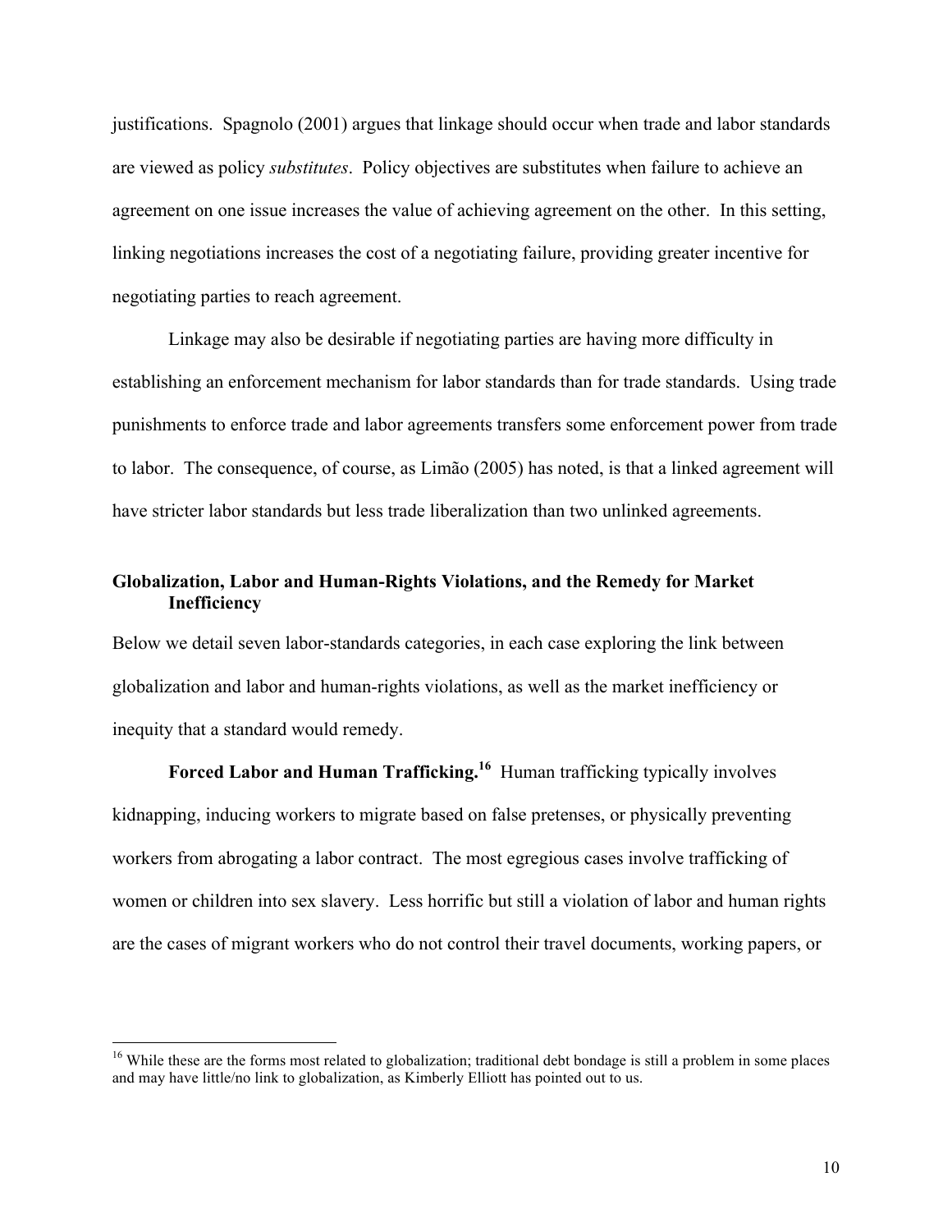justifications. Spagnolo (2001) argues that linkage should occur when trade and labor standards are viewed as policy *substitutes*. Policy objectives are substitutes when failure to achieve an agreement on one issue increases the value of achieving agreement on the other. In this setting, linking negotiations increases the cost of a negotiating failure, providing greater incentive for negotiating parties to reach agreement.

Linkage may also be desirable if negotiating parties are having more difficulty in establishing an enforcement mechanism for labor standards than for trade standards. Using trade punishments to enforce trade and labor agreements transfers some enforcement power from trade to labor. The consequence, of course, as Limão (2005) has noted, is that a linked agreement will have stricter labor standards but less trade liberalization than two unlinked agreements.

### Globalization, Labor and Human-Rights Violations, and the Remedy for Market Inefficiency

Below we detail seven labor-standards categories, in each case exploring the link between globalization and labor and human-rights violations, as well as the market inefficiency or inequity that a standard would remedy.

**Forced Labor and Human Trafficking.**[16] Human trafficking typically involves kidnapping, inducing workers to migrate based on false pretenses, or physically preventing workers from abrogating a labor contract. The most egregious cases involve trafficking of women or children into sex slavery. Less horrific but still a violation of labor and human rights are the cases of migrant workers who do not control their travel documents, working papers, or

---

[16] While these are the forms most related to globalization; traditional debt bondage is still a problem in some places and may have little/no link to globalization, as Kimberly Elliott has pointed out to us.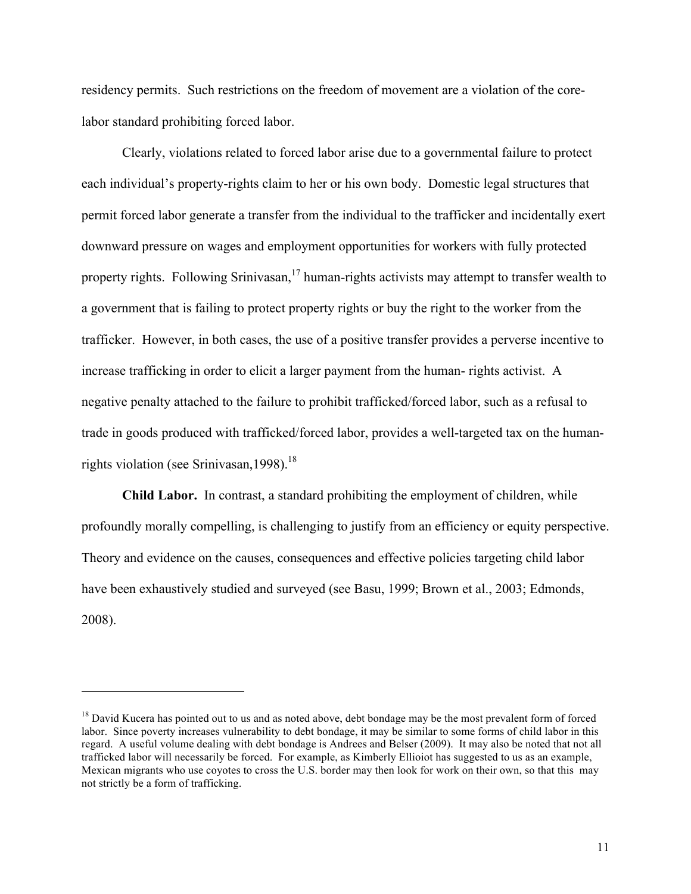residency permits. Such restrictions on the freedom of movement are a violation of the core-labor standard prohibiting forced labor.

Clearly, violations related to forced labor arise due to a governmental failure to protect each individual's property-rights claim to her or his own body. Domestic legal structures that permit forced labor generate a transfer from the individual to the trafficker and incidentally exert downward pressure on wages and employment opportunities for workers with fully protected property rights. Following Srinivasan,[17] human-rights activists may attempt to transfer wealth to a government that is failing to protect property rights or buy the right to the worker from the trafficker. However, in both cases, the use of a positive transfer provides a perverse incentive to increase trafficking in order to elicit a larger payment from the human- rights activist. A negative penalty attached to the failure to prohibit trafficked/forced labor, such as a refusal to trade in goods produced with trafficked/forced labor, provides a well-targeted tax on the human-rights violation (see Srinivasan,1998).[18]

**Child Labor.** In contrast, a standard prohibiting the employment of children, while profoundly morally compelling, is challenging to justify from an efficiency or equity perspective. Theory and evidence on the causes, consequences and effective policies targeting child labor have been exhaustively studied and surveyed (see Basu, 1999; Brown et al., 2003; Edmonds, 2008).

[18] David Kucera has pointed out to us and as noted above, debt bondage may be the most prevalent form of forced labor. Since poverty increases vulnerability to debt bondage, it may be similar to some forms of child labor in this regard. A useful volume dealing with debt bondage is Andrees and Belser (2009). It may also be noted that not all trafficked labor will necessarily be forced. For example, as Kimberly Ellioiot has suggested to us as an example, Mexican migrants who use coyotes to cross the U.S. border may then look for work on their own, so that this may not strictly be a form of trafficking.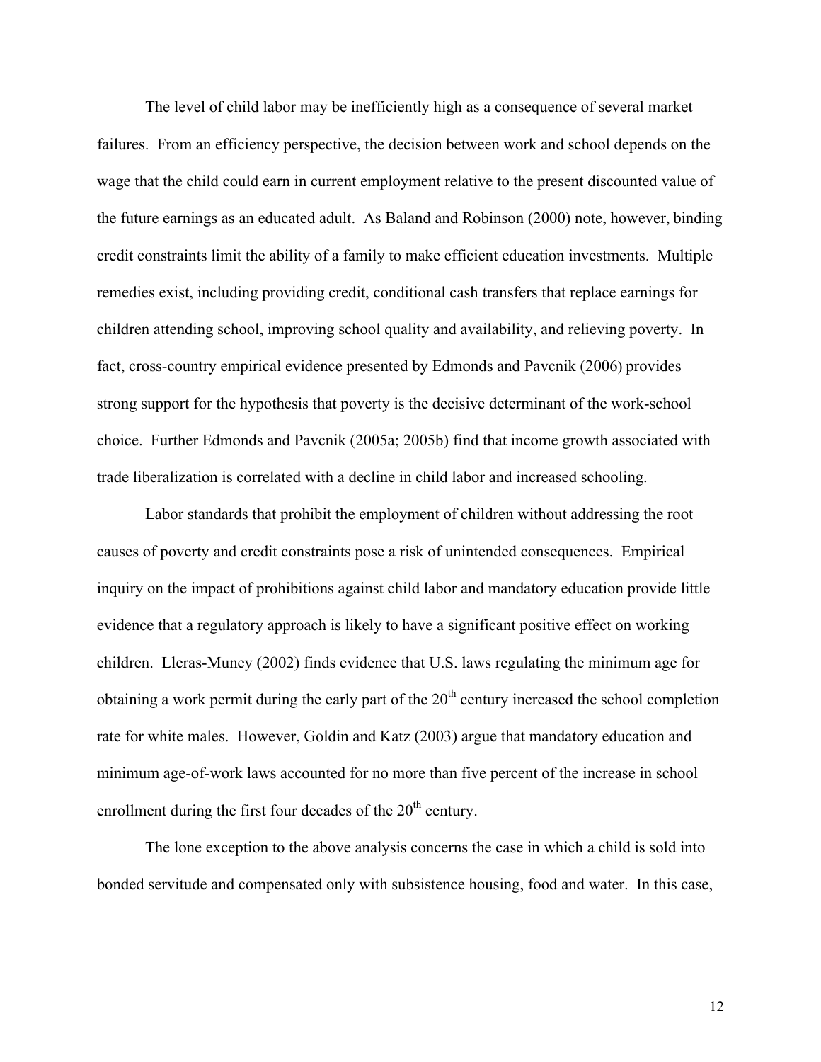The level of child labor may be inefficiently high as a consequence of several market failures. From an efficiency perspective, the decision between work and school depends on the wage that the child could earn in current employment relative to the present discounted value of the future earnings as an educated adult. As Baland and Robinson (2000) note, however, binding credit constraints limit the ability of a family to make efficient education investments. Multiple remedies exist, including providing credit, conditional cash transfers that replace earnings for children attending school, improving school quality and availability, and relieving poverty. In fact, cross-country empirical evidence presented by Edmonds and Pavcnik (2006) provides strong support for the hypothesis that poverty is the decisive determinant of the work-school choice. Further Edmonds and Pavcnik (2005a; 2005b) find that income growth associated with trade liberalization is correlated with a decline in child labor and increased schooling.

Labor standards that prohibit the employment of children without addressing the root causes of poverty and credit constraints pose a risk of unintended consequences. Empirical inquiry on the impact of prohibitions against child labor and mandatory education provide little evidence that a regulatory approach is likely to have a significant positive effect on working children. Lleras-Muney (2002) finds evidence that U.S. laws regulating the minimum age for obtaining a work permit during the early part of the 20th century increased the school completion rate for white males. However, Goldin and Katz (2003) argue that mandatory education and minimum age-of-work laws accounted for no more than five percent of the increase in school enrollment during the first four decades of the 20th century.

The lone exception to the above analysis concerns the case in which a child is sold into bonded servitude and compensated only with subsistence housing, food and water. In this case,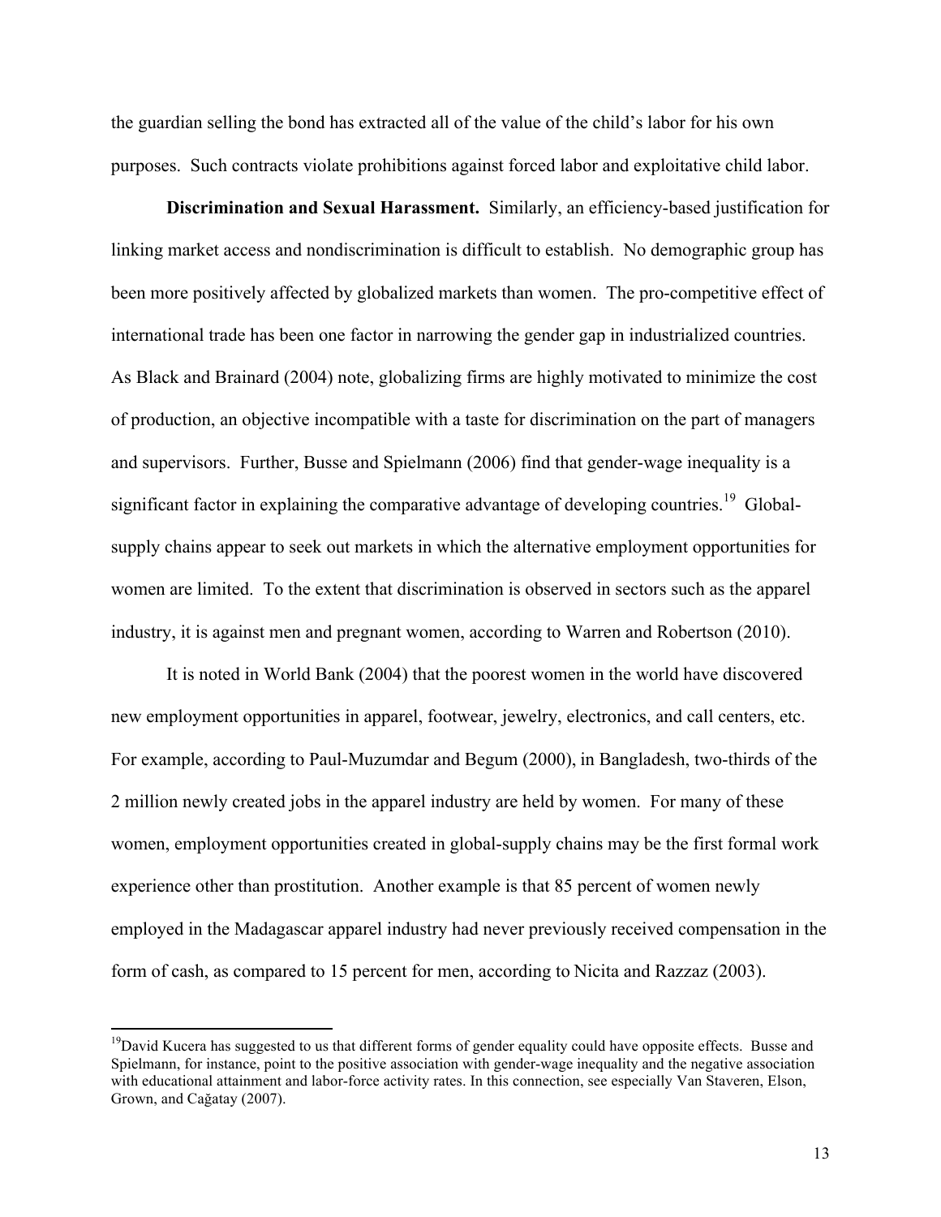the guardian selling the bond has extracted all of the value of the child's labor for his own purposes. Such contracts violate prohibitions against forced labor and exploitative child labor.

**Discrimination and Sexual Harassment.** Similarly, an efficiency-based justification for linking market access and nondiscrimination is difficult to establish. No demographic group has been more positively affected by globalized markets than women. The pro-competitive effect of international trade has been one factor in narrowing the gender gap in industrialized countries. As Black and Brainard (2004) note, globalizing firms are highly motivated to minimize the cost of production, an objective incompatible with a taste for discrimination on the part of managers and supervisors. Further, Busse and Spielmann (2006) find that gender-wage inequality is a significant factor in explaining the comparative advantage of developing countries.[19] Global-supply chains appear to seek out markets in which the alternative employment opportunities for women are limited. To the extent that discrimination is observed in sectors such as the apparel industry, it is against men and pregnant women, according to Warren and Robertson (2010).

It is noted in World Bank (2004) that the poorest women in the world have discovered new employment opportunities in apparel, footwear, jewelry, electronics, and call centers, etc. For example, according to Paul-Muzumdar and Begum (2000), in Bangladesh, two-thirds of the 2 million newly created jobs in the apparel industry are held by women. For many of these women, employment opportunities created in global-supply chains may be the first formal work experience other than prostitution. Another example is that 85 percent of women newly employed in the Madagascar apparel industry had never previously received compensation in the form of cash, as compared to 15 percent for men, according to Nicita and Razzaz (2003).

---

[19] David Kucera has suggested to us that different forms of gender equality could have opposite effects. Busse and Spielmann, for instance, point to the positive association with gender-wage inequality and the negative association with educational attainment and labor-force activity rates. In this connection, see especially Van Staveren, Elson, Grown, and Cağatay (2007).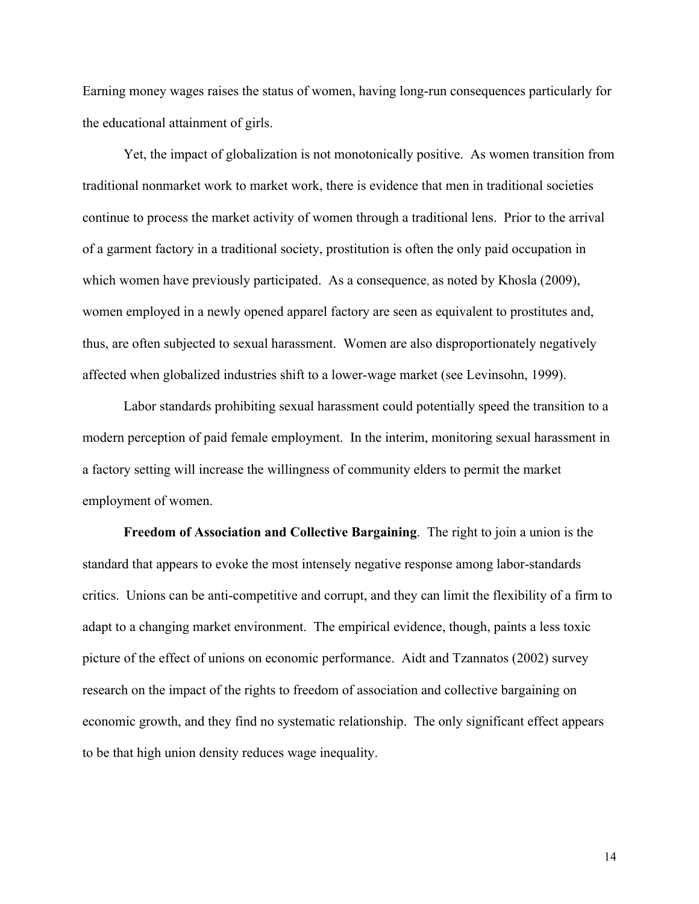Earning money wages raises the status of women, having long-run consequences particularly for the educational attainment of girls.

Yet, the impact of globalization is not monotonically positive. As women transition from traditional nonmarket work to market work, there is evidence that men in traditional societies continue to process the market activity of women through a traditional lens. Prior to the arrival of a garment factory in a traditional society, prostitution is often the only paid occupation in which women have previously participated. As a consequence, as noted by Khosla (2009), women employed in a newly opened apparel factory are seen as equivalent to prostitutes and, thus, are often subjected to sexual harassment. Women are also disproportionately negatively affected when globalized industries shift to a lower-wage market (see Levinsohn, 1999).

Labor standards prohibiting sexual harassment could potentially speed the transition to a modern perception of paid female employment. In the interim, monitoring sexual harassment in a factory setting will increase the willingness of community elders to permit the market employment of women.

**Freedom of Association and Collective Bargaining**. The right to join a union is the standard that appears to evoke the most intensely negative response among labor-standards critics. Unions can be anti-competitive and corrupt, and they can limit the flexibility of a firm to adapt to a changing market environment. The empirical evidence, though, paints a less toxic picture of the effect of unions on economic performance. Aidt and Tzannatos (2002) survey research on the impact of the rights to freedom of association and collective bargaining on economic growth, and they find no systematic relationship. The only significant effect appears to be that high union density reduces wage inequality.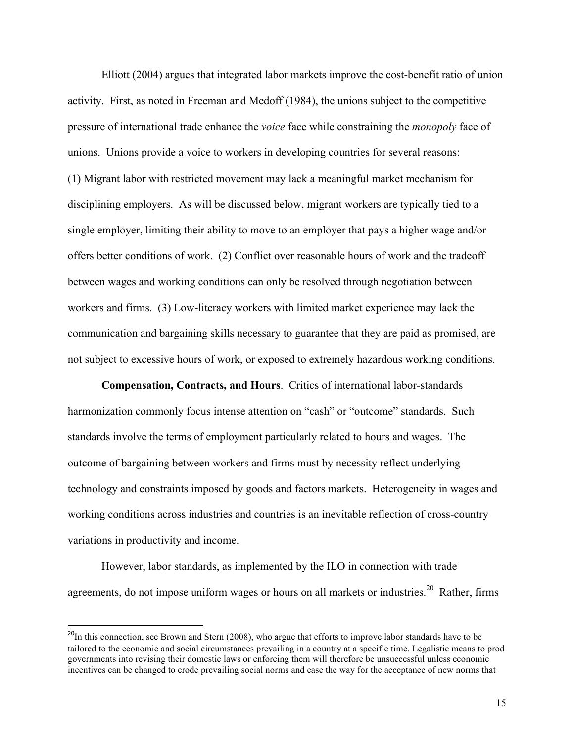Elliott (2004) argues that integrated labor markets improve the cost-benefit ratio of union activity. First, as noted in Freeman and Medoff (1984), the unions subject to the competitive pressure of international trade enhance the *voice* face while constraining the *monopoly* face of unions. Unions provide a voice to workers in developing countries for several reasons: (1) Migrant labor with restricted movement may lack a meaningful market mechanism for disciplining employers. As will be discussed below, migrant workers are typically tied to a single employer, limiting their ability to move to an employer that pays a higher wage and/or offers better conditions of work. (2) Conflict over reasonable hours of work and the tradeoff between wages and working conditions can only be resolved through negotiation between workers and firms. (3) Low-literacy workers with limited market experience may lack the communication and bargaining skills necessary to guarantee that they are paid as promised, are not subject to excessive hours of work, or exposed to extremely hazardous working conditions.

**Compensation, Contracts, and Hours**. Critics of international labor-standards harmonization commonly focus intense attention on "cash" or "outcome" standards. Such standards involve the terms of employment particularly related to hours and wages. The outcome of bargaining between workers and firms must by necessity reflect underlying technology and constraints imposed by goods and factors markets. Heterogeneity in wages and working conditions across industries and countries is an inevitable reflection of cross-country variations in productivity and income.

However, labor standards, as implemented by the ILO in connection with trade agreements, do not impose uniform wages or hours on all markets or industries.[20] Rather, firms

[20] In this connection, see Brown and Stern (2008), who argue that efforts to improve labor standards have to be tailored to the economic and social circumstances prevailing in a country at a specific time. Legalistic means to prod governments into revising their domestic laws or enforcing them will therefore be unsuccessful unless economic incentives can be changed to erode prevailing social norms and ease the way for the acceptance of new norms that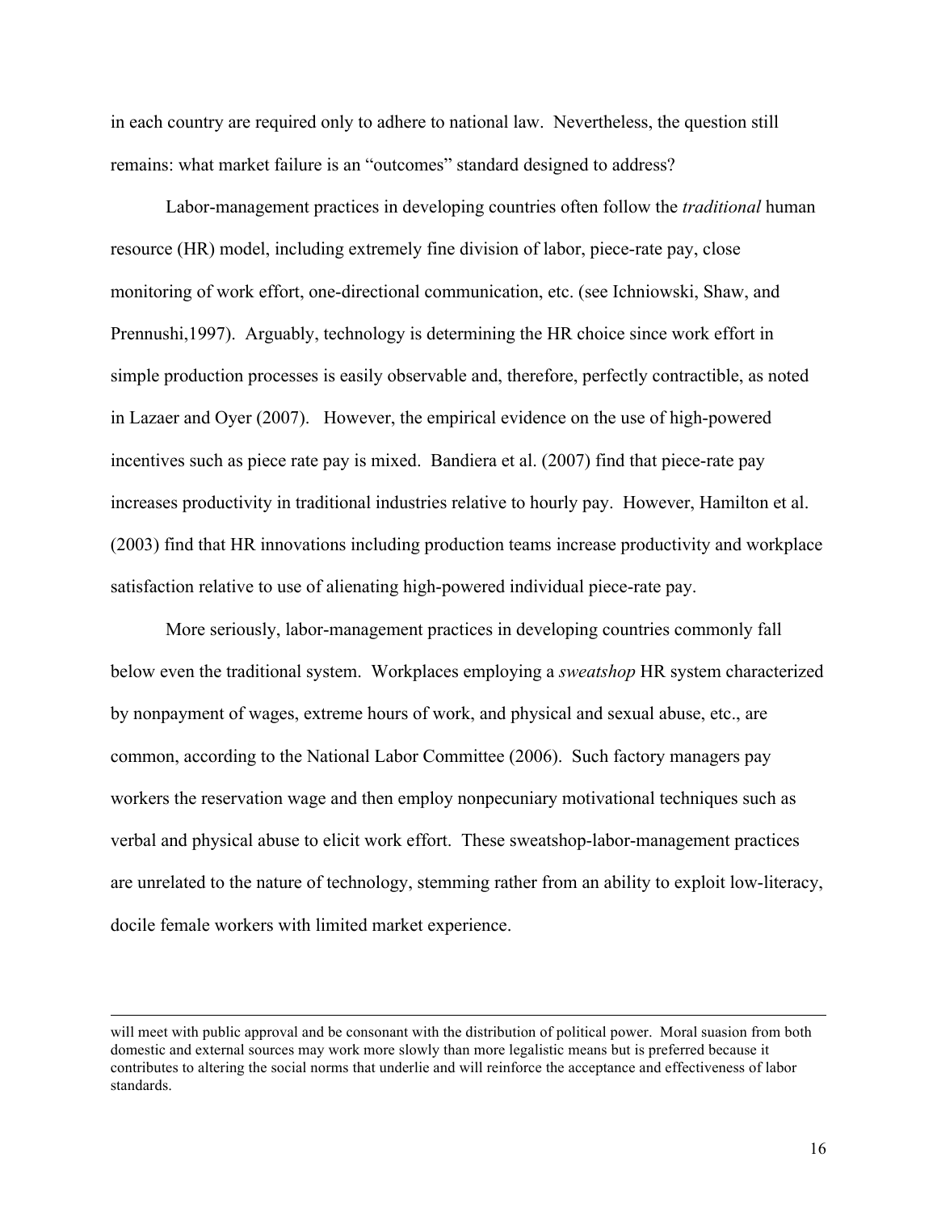in each country are required only to adhere to national law. Nevertheless, the question still remains: what market failure is an "outcomes" standard designed to address?

Labor-management practices in developing countries often follow the *traditional* human resource (HR) model, including extremely fine division of labor, piece-rate pay, close monitoring of work effort, one-directional communication, etc. (see Ichniowski, Shaw, and Prennushi,1997). Arguably, technology is determining the HR choice since work effort in simple production processes is easily observable and, therefore, perfectly contractible, as noted in Lazaer and Oyer (2007). However, the empirical evidence on the use of high-powered incentives such as piece rate pay is mixed. Bandiera et al. (2007) find that piece-rate pay increases productivity in traditional industries relative to hourly pay. However, Hamilton et al. (2003) find that HR innovations including production teams increase productivity and workplace satisfaction relative to use of alienating high-powered individual piece-rate pay.

More seriously, labor-management practices in developing countries commonly fall below even the traditional system. Workplaces employing a *sweatshop* HR system characterized by nonpayment of wages, extreme hours of work, and physical and sexual abuse, etc., are common, according to the National Labor Committee (2006). Such factory managers pay workers the reservation wage and then employ nonpecuniary motivational techniques such as verbal and physical abuse to elicit work effort. These sweatshop-labor-management practices are unrelated to the nature of technology, stemming rather from an ability to exploit low-literacy, docile female workers with limited market experience.

---

will meet with public approval and be consonant with the distribution of political power. Moral suasion from both domestic and external sources may work more slowly than more legalistic means but is preferred because it contributes to altering the social norms that underlie and will reinforce the acceptance and effectiveness of labor standards.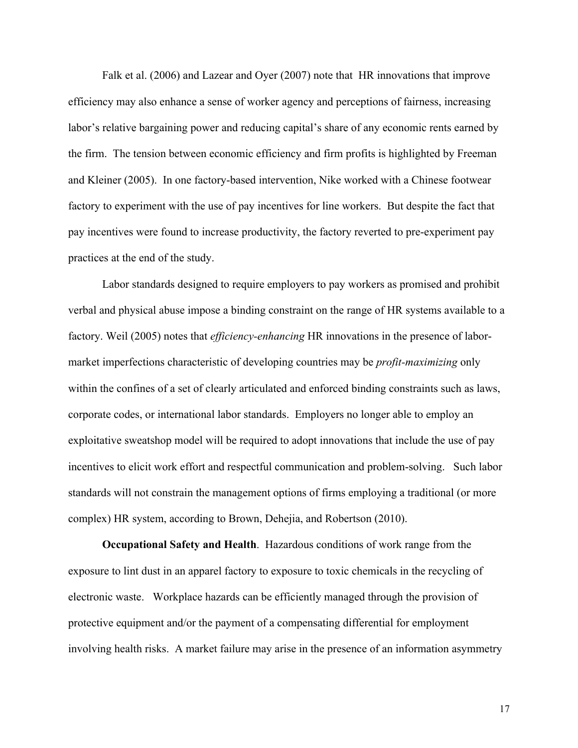Falk et al. (2006) and Lazear and Oyer (2007) note that HR innovations that improve efficiency may also enhance a sense of worker agency and perceptions of fairness, increasing labor's relative bargaining power and reducing capital's share of any economic rents earned by the firm. The tension between economic efficiency and firm profits is highlighted by Freeman and Kleiner (2005). In one factory-based intervention, Nike worked with a Chinese footwear factory to experiment with the use of pay incentives for line workers. But despite the fact that pay incentives were found to increase productivity, the factory reverted to pre-experiment pay practices at the end of the study.

Labor standards designed to require employers to pay workers as promised and prohibit verbal and physical abuse impose a binding constraint on the range of HR systems available to a factory. Weil (2005) notes that *efficiency-enhancing* HR innovations in the presence of labor-market imperfections characteristic of developing countries may be *profit-maximizing* only within the confines of a set of clearly articulated and enforced binding constraints such as laws, corporate codes, or international labor standards. Employers no longer able to employ an exploitative sweatshop model will be required to adopt innovations that include the use of pay incentives to elicit work effort and respectful communication and problem-solving. Such labor standards will not constrain the management options of firms employing a traditional (or more complex) HR system, according to Brown, Dehejia, and Robertson (2010).

**Occupational Safety and Health**. Hazardous conditions of work range from the exposure to lint dust in an apparel factory to exposure to toxic chemicals in the recycling of electronic waste. Workplace hazards can be efficiently managed through the provision of protective equipment and/or the payment of a compensating differential for employment involving health risks. A market failure may arise in the presence of an information asymmetry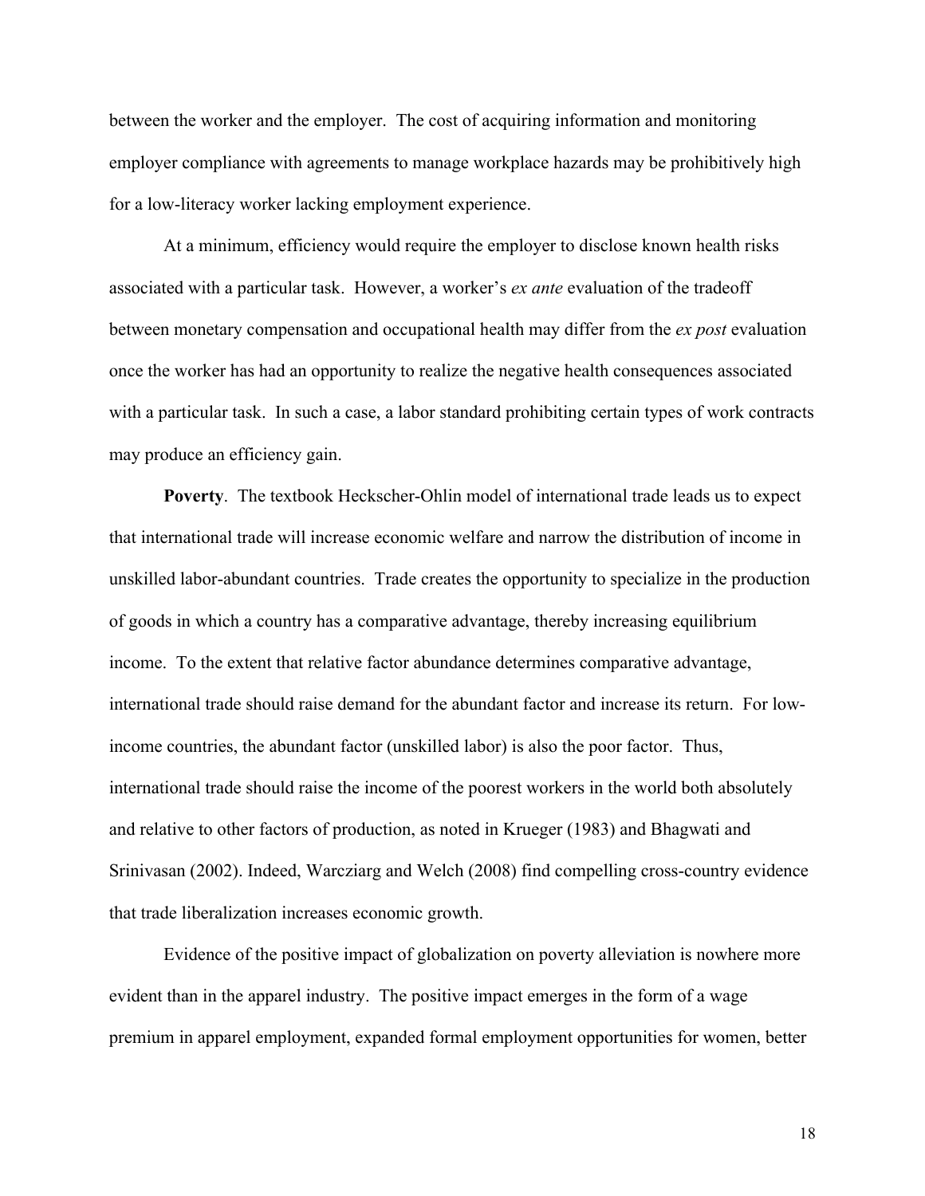between the worker and the employer. The cost of acquiring information and monitoring employer compliance with agreements to manage workplace hazards may be prohibitively high for a low-literacy worker lacking employment experience.

At a minimum, efficiency would require the employer to disclose known health risks associated with a particular task. However, a worker's *ex ante* evaluation of the tradeoff between monetary compensation and occupational health may differ from the *ex post* evaluation once the worker has had an opportunity to realize the negative health consequences associated with a particular task. In such a case, a labor standard prohibiting certain types of work contracts may produce an efficiency gain.

**Poverty**. The textbook Heckscher-Ohlin model of international trade leads us to expect that international trade will increase economic welfare and narrow the distribution of income in unskilled labor-abundant countries. Trade creates the opportunity to specialize in the production of goods in which a country has a comparative advantage, thereby increasing equilibrium income. To the extent that relative factor abundance determines comparative advantage, international trade should raise demand for the abundant factor and increase its return. For low-income countries, the abundant factor (unskilled labor) is also the poor factor. Thus, international trade should raise the income of the poorest workers in the world both absolutely and relative to other factors of production, as noted in Krueger (1983) and Bhagwati and Srinivasan (2002). Indeed, Warcziarg and Welch (2008) find compelling cross-country evidence that trade liberalization increases economic growth.

Evidence of the positive impact of globalization on poverty alleviation is nowhere more evident than in the apparel industry. The positive impact emerges in the form of a wage premium in apparel employment, expanded formal employment opportunities for women, better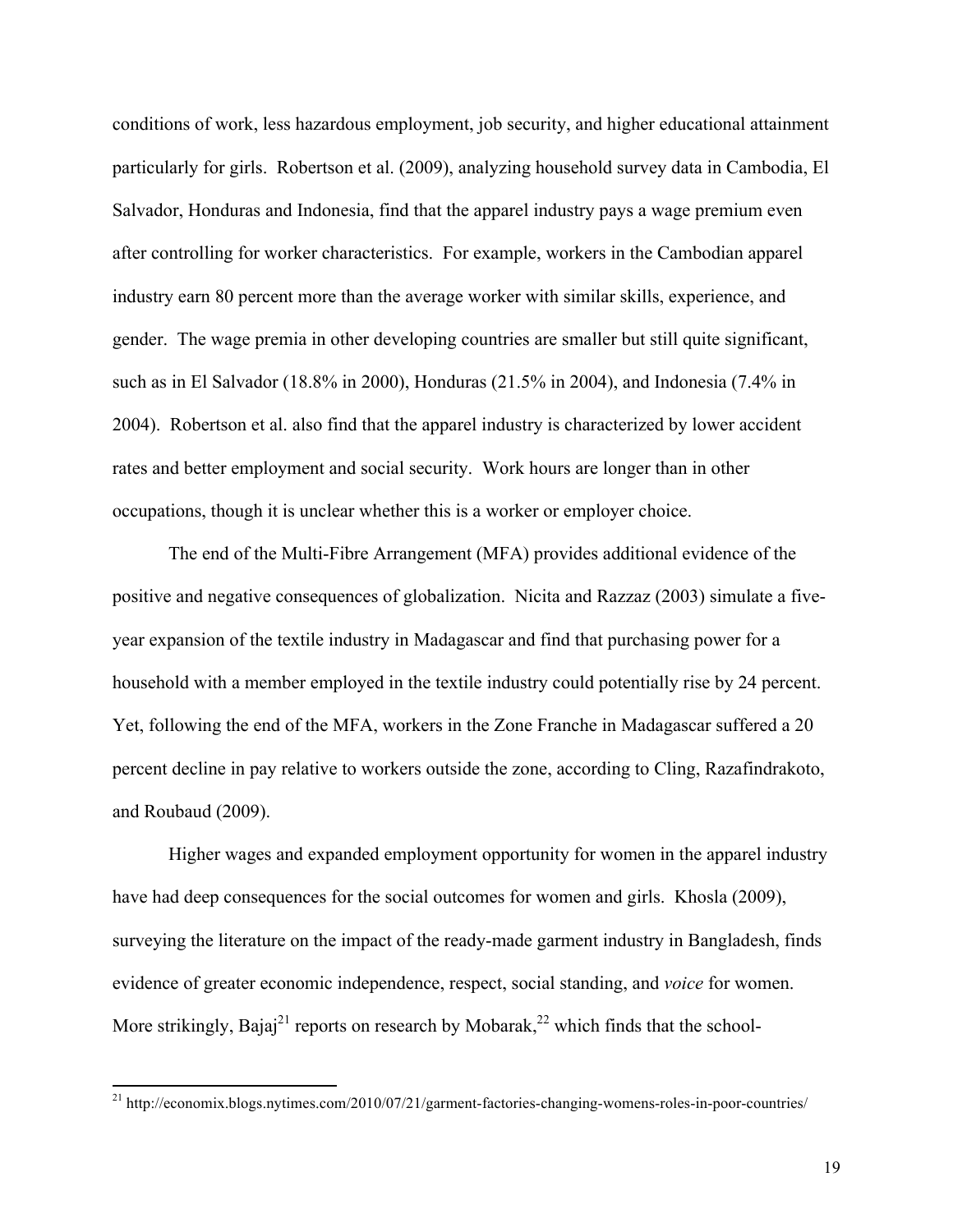conditions of work, less hazardous employment, job security, and higher educational attainment particularly for girls. Robertson et al. (2009), analyzing household survey data in Cambodia, El Salvador, Honduras and Indonesia, find that the apparel industry pays a wage premium even after controlling for worker characteristics. For example, workers in the Cambodian apparel industry earn 80 percent more than the average worker with similar skills, experience, and gender. The wage premia in other developing countries are smaller but still quite significant, such as in El Salvador (18.8% in 2000), Honduras (21.5% in 2004), and Indonesia (7.4% in 2004). Robertson et al. also find that the apparel industry is characterized by lower accident rates and better employment and social security. Work hours are longer than in other occupations, though it is unclear whether this is a worker or employer choice.

The end of the Multi-Fibre Arrangement (MFA) provides additional evidence of the positive and negative consequences of globalization. Nicita and Razzaz (2003) simulate a five-year expansion of the textile industry in Madagascar and find that purchasing power for a household with a member employed in the textile industry could potentially rise by 24 percent. Yet, following the end of the MFA, workers in the Zone Franche in Madagascar suffered a 20 percent decline in pay relative to workers outside the zone, according to Cling, Razafindrakoto, and Roubaud (2009).

Higher wages and expanded employment opportunity for women in the apparel industry have had deep consequences for the social outcomes for women and girls. Khosla (2009), surveying the literature on the impact of the ready-made garment industry in Bangladesh, finds evidence of greater economic independence, respect, social standing, and *voice* for women. More strikingly, Bajaj[21] reports on research by Mobarak,[22] which finds that the school-

[21] http://economix.blogs.nytimes.com/2010/07/21/garment-factories-changing-womens-roles-in-poor-countries/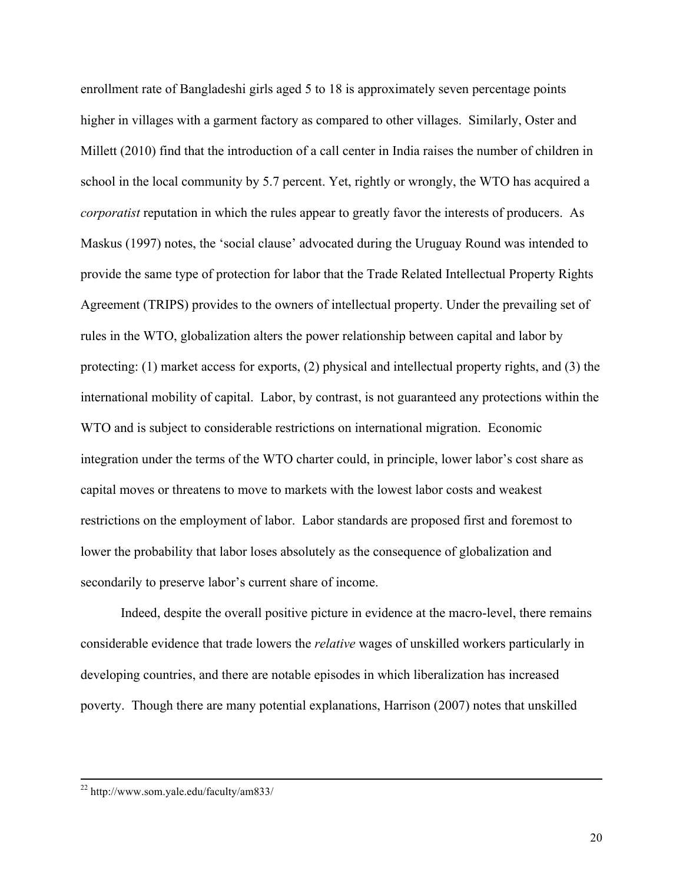enrollment rate of Bangladeshi girls aged 5 to 18 is approximately seven percentage points higher in villages with a garment factory as compared to other villages. Similarly, Oster and Millett (2010) find that the introduction of a call center in India raises the number of children in school in the local community by 5.7 percent. Yet, rightly or wrongly, the WTO has acquired a *corporatist* reputation in which the rules appear to greatly favor the interests of producers. As Maskus (1997) notes, the 'social clause' advocated during the Uruguay Round was intended to provide the same type of protection for labor that the Trade Related Intellectual Property Rights Agreement (TRIPS) provides to the owners of intellectual property. Under the prevailing set of rules in the WTO, globalization alters the power relationship between capital and labor by protecting: (1) market access for exports, (2) physical and intellectual property rights, and (3) the international mobility of capital. Labor, by contrast, is not guaranteed any protections within the WTO and is subject to considerable restrictions on international migration. Economic integration under the terms of the WTO charter could, in principle, lower labor's cost share as capital moves or threatens to move to markets with the lowest labor costs and weakest restrictions on the employment of labor. Labor standards are proposed first and foremost to lower the probability that labor loses absolutely as the consequence of globalization and secondarily to preserve labor's current share of income.

Indeed, despite the overall positive picture in evidence at the macro-level, there remains considerable evidence that trade lowers the *relative* wages of unskilled workers particularly in developing countries, and there are notable episodes in which liberalization has increased poverty. Though there are many potential explanations, Harrison (2007) notes that unskilled

[22] http://www.som.yale.edu/faculty/am833/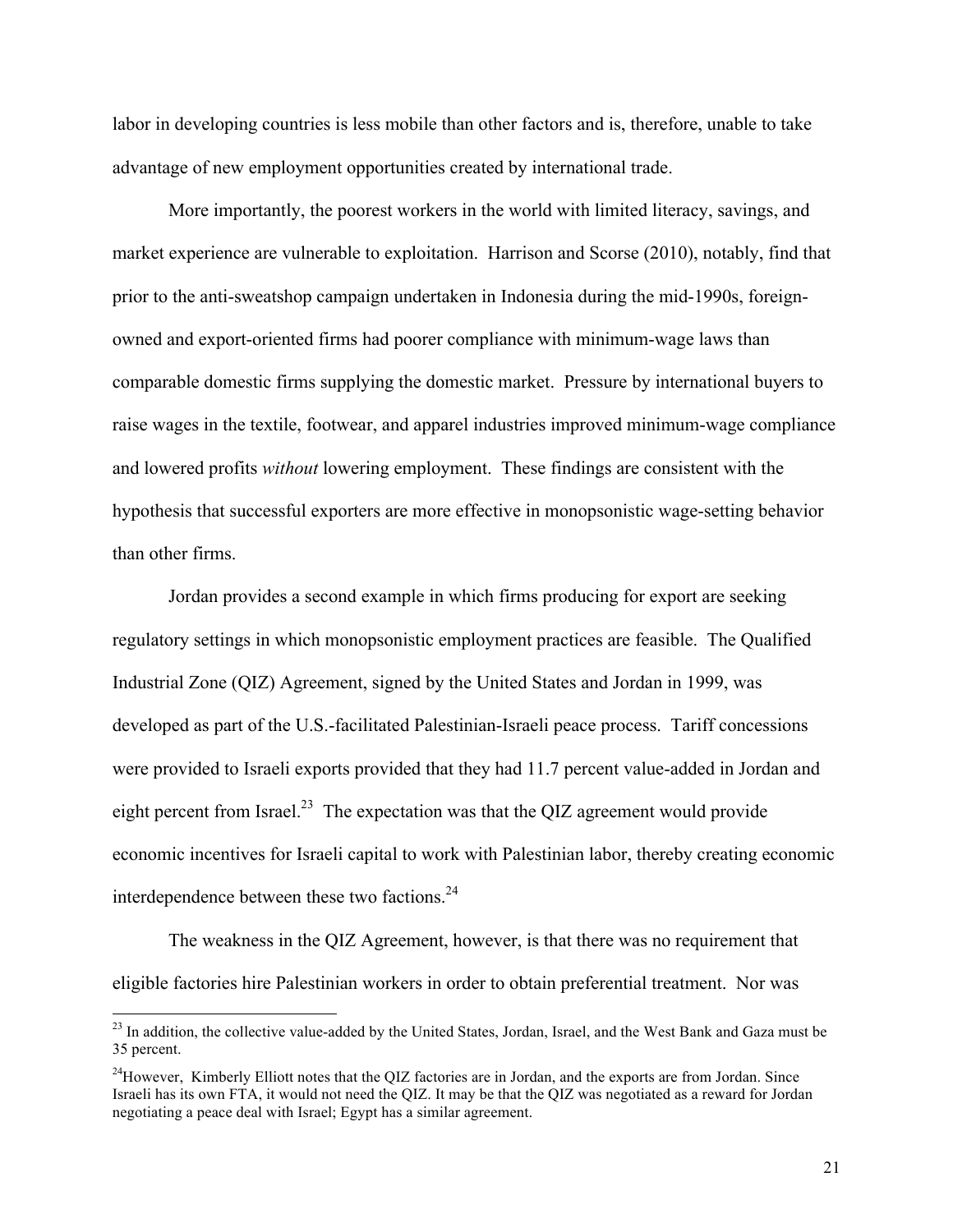labor in developing countries is less mobile than other factors and is, therefore, unable to take advantage of new employment opportunities created by international trade.

More importantly, the poorest workers in the world with limited literacy, savings, and market experience are vulnerable to exploitation. Harrison and Scorse (2010), notably, find that prior to the anti-sweatshop campaign undertaken in Indonesia during the mid-1990s, foreign-owned and export-oriented firms had poorer compliance with minimum-wage laws than comparable domestic firms supplying the domestic market. Pressure by international buyers to raise wages in the textile, footwear, and apparel industries improved minimum-wage compliance and lowered profits *without* lowering employment. These findings are consistent with the hypothesis that successful exporters are more effective in monopsonistic wage-setting behavior than other firms.

Jordan provides a second example in which firms producing for export are seeking regulatory settings in which monopsonistic employment practices are feasible. The Qualified Industrial Zone (QIZ) Agreement, signed by the United States and Jordan in 1999, was developed as part of the U.S.-facilitated Palestinian-Israeli peace process. Tariff concessions were provided to Israeli exports provided that they had 11.7 percent value-added in Jordan and eight percent from Israel.[23] The expectation was that the QIZ agreement would provide economic incentives for Israeli capital to work with Palestinian labor, thereby creating economic interdependence between these two factions.[24]

The weakness in the QIZ Agreement, however, is that there was no requirement that eligible factories hire Palestinian workers in order to obtain preferential treatment. Nor was

[23] In addition, the collective value-added by the United States, Jordan, Israel, and the West Bank and Gaza must be 35 percent.

[24] However, Kimberly Elliott notes that the QIZ factories are in Jordan, and the exports are from Jordan. Since Israeli has its own FTA, it would not need the QIZ. It may be that the QIZ was negotiated as a reward for Jordan negotiating a peace deal with Israel; Egypt has a similar agreement.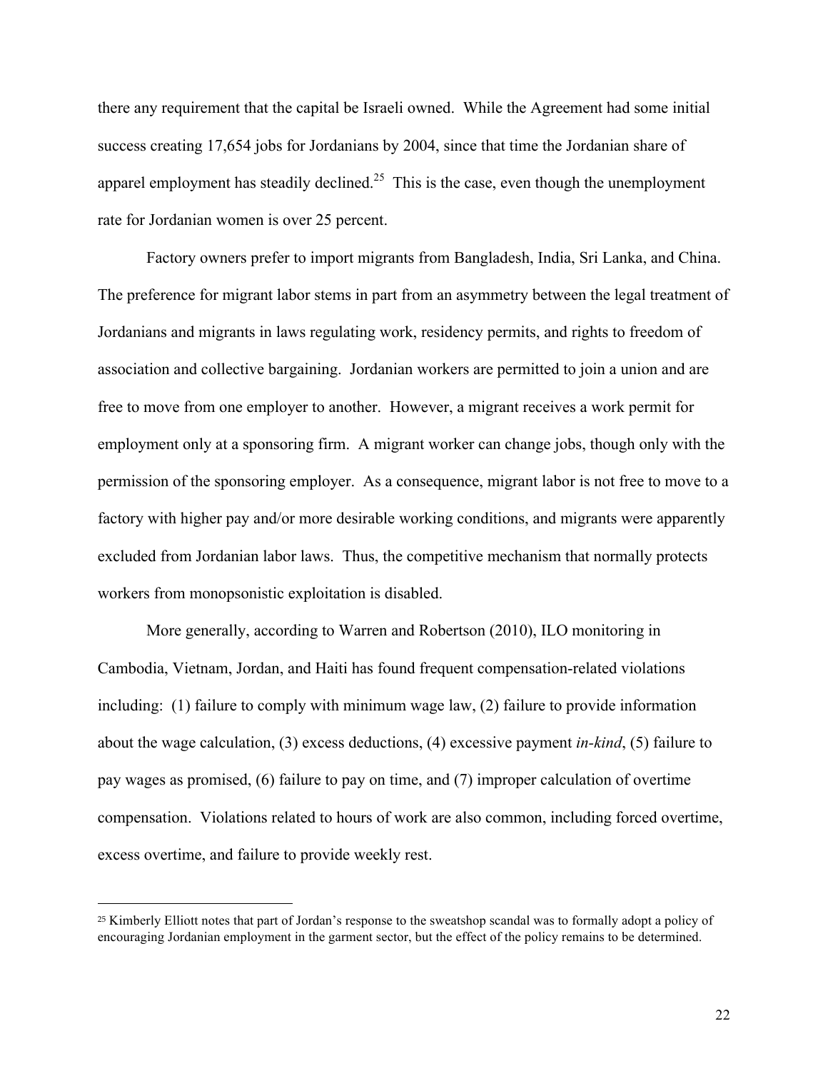there any requirement that the capital be Israeli owned. While the Agreement had some initial success creating 17,654 jobs for Jordanians by 2004, since that time the Jordanian share of apparel employment has steadily declined.[25] This is the case, even though the unemployment rate for Jordanian women is over 25 percent.

Factory owners prefer to import migrants from Bangladesh, India, Sri Lanka, and China. The preference for migrant labor stems in part from an asymmetry between the legal treatment of Jordanians and migrants in laws regulating work, residency permits, and rights to freedom of association and collective bargaining. Jordanian workers are permitted to join a union and are free to move from one employer to another. However, a migrant receives a work permit for employment only at a sponsoring firm. A migrant worker can change jobs, though only with the permission of the sponsoring employer. As a consequence, migrant labor is not free to move to a factory with higher pay and/or more desirable working conditions, and migrants were apparently excluded from Jordanian labor laws. Thus, the competitive mechanism that normally protects workers from monopsonistic exploitation is disabled.

More generally, according to Warren and Robertson (2010), ILO monitoring in Cambodia, Vietnam, Jordan, and Haiti has found frequent compensation-related violations including: (1) failure to comply with minimum wage law, (2) failure to provide information about the wage calculation, (3) excess deductions, (4) excessive payment *in-kind*, (5) failure to pay wages as promised, (6) failure to pay on time, and (7) improper calculation of overtime compensation. Violations related to hours of work are also common, including forced overtime, excess overtime, and failure to provide weekly rest.

[25] Kimberly Elliott notes that part of Jordan's response to the sweatshop scandal was to formally adopt a policy of encouraging Jordanian employment in the garment sector, but the effect of the policy remains to be determined.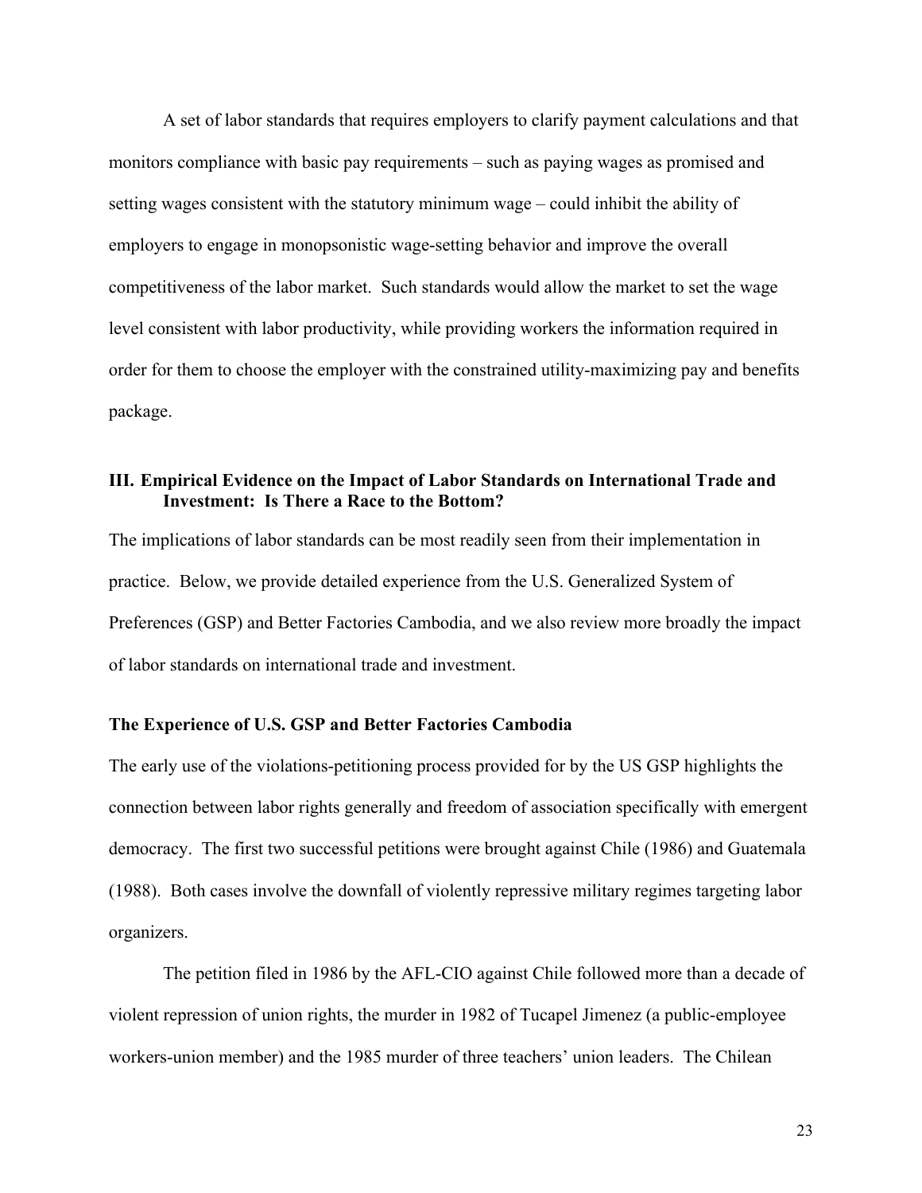A set of labor standards that requires employers to clarify payment calculations and that monitors compliance with basic pay requirements – such as paying wages as promised and setting wages consistent with the statutory minimum wage – could inhibit the ability of employers to engage in monopsonistic wage-setting behavior and improve the overall competitiveness of the labor market. Such standards would allow the market to set the wage level consistent with labor productivity, while providing workers the information required in order for them to choose the employer with the constrained utility-maximizing pay and benefits package.

## III. Empirical Evidence on the Impact of Labor Standards on International Trade and Investment: Is There a Race to the Bottom?

The implications of labor standards can be most readily seen from their implementation in practice. Below, we provide detailed experience from the U.S. Generalized System of Preferences (GSP) and Better Factories Cambodia, and we also review more broadly the impact of labor standards on international trade and investment.

### The Experience of U.S. GSP and Better Factories Cambodia

The early use of the violations-petitioning process provided for by the US GSP highlights the connection between labor rights generally and freedom of association specifically with emergent democracy. The first two successful petitions were brought against Chile (1986) and Guatemala (1988). Both cases involve the downfall of violently repressive military regimes targeting labor organizers.

The petition filed in 1986 by the AFL-CIO against Chile followed more than a decade of violent repression of union rights, the murder in 1982 of Tucapel Jimenez (a public-employee workers-union member) and the 1985 murder of three teachers' union leaders. The Chilean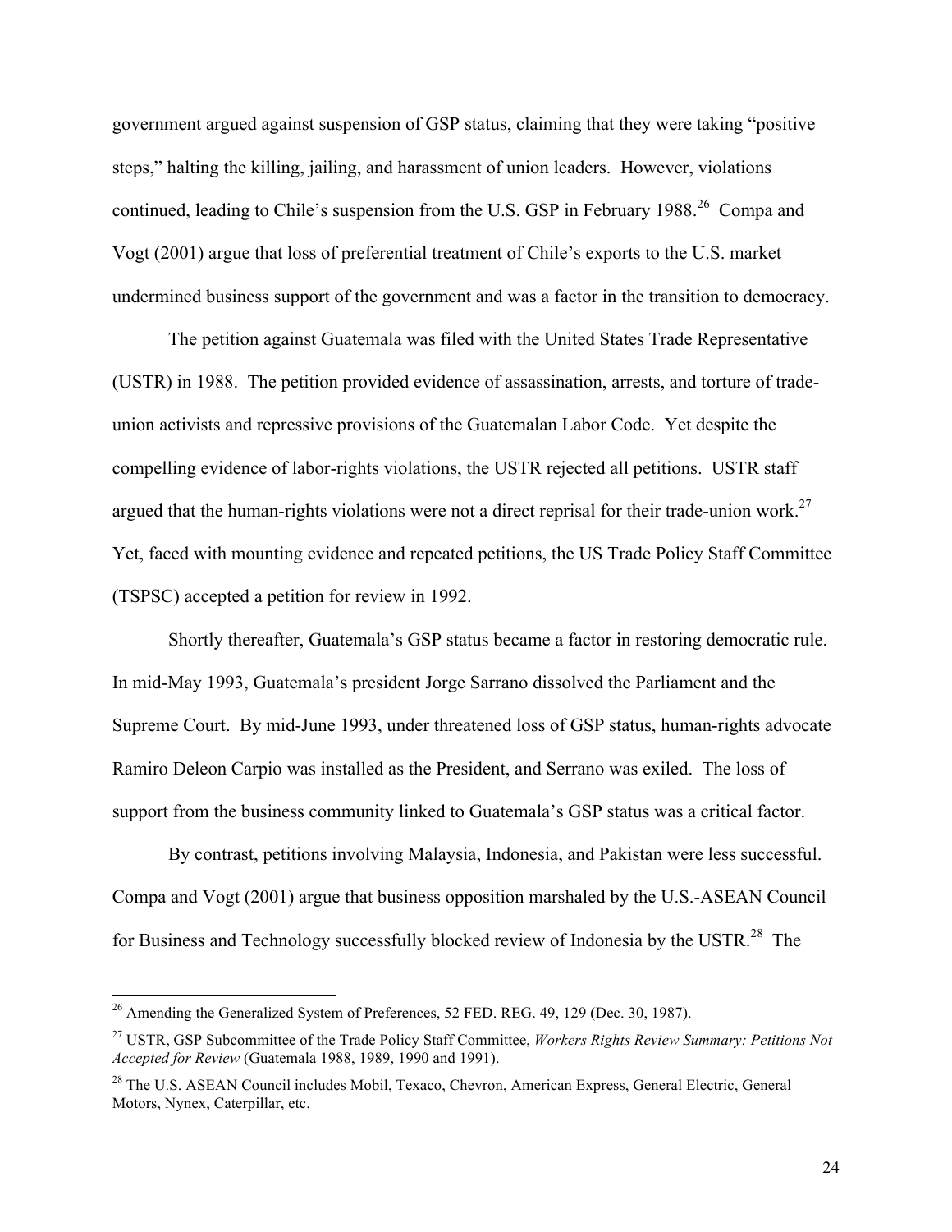government argued against suspension of GSP status, claiming that they were taking "positive steps," halting the killing, jailing, and harassment of union leaders. However, violations continued, leading to Chile's suspension from the U.S. GSP in February 1988.[26] Compa and Vogt (2001) argue that loss of preferential treatment of Chile's exports to the U.S. market undermined business support of the government and was a factor in the transition to democracy.

The petition against Guatemala was filed with the United States Trade Representative (USTR) in 1988. The petition provided evidence of assassination, arrests, and torture of trade-union activists and repressive provisions of the Guatemalan Labor Code. Yet despite the compelling evidence of labor-rights violations, the USTR rejected all petitions. USTR staff argued that the human-rights violations were not a direct reprisal for their trade-union work.[27] Yet, faced with mounting evidence and repeated petitions, the US Trade Policy Staff Committee (TSPSC) accepted a petition for review in 1992.

Shortly thereafter, Guatemala's GSP status became a factor in restoring democratic rule. In mid-May 1993, Guatemala's president Jorge Sarrano dissolved the Parliament and the Supreme Court. By mid-June 1993, under threatened loss of GSP status, human-rights advocate Ramiro Deleon Carpio was installed as the President, and Serrano was exiled. The loss of support from the business community linked to Guatemala's GSP status was a critical factor.

By contrast, petitions involving Malaysia, Indonesia, and Pakistan were less successful. Compa and Vogt (2001) argue that business opposition marshaled by the U.S.-ASEAN Council for Business and Technology successfully blocked review of Indonesia by the USTR.[28] The

---

[26] Amending the Generalized System of Preferences, 52 FED. REG. 49, 129 (Dec. 30, 1987).

[27] USTR, GSP Subcommittee of the Trade Policy Staff Committee, *Workers Rights Review Summary: Petitions Not Accepted for Review* (Guatemala 1988, 1989, 1990 and 1991).

[28] The U.S. ASEAN Council includes Mobil, Texaco, Chevron, American Express, General Electric, General Motors, Nynex, Caterpillar, etc.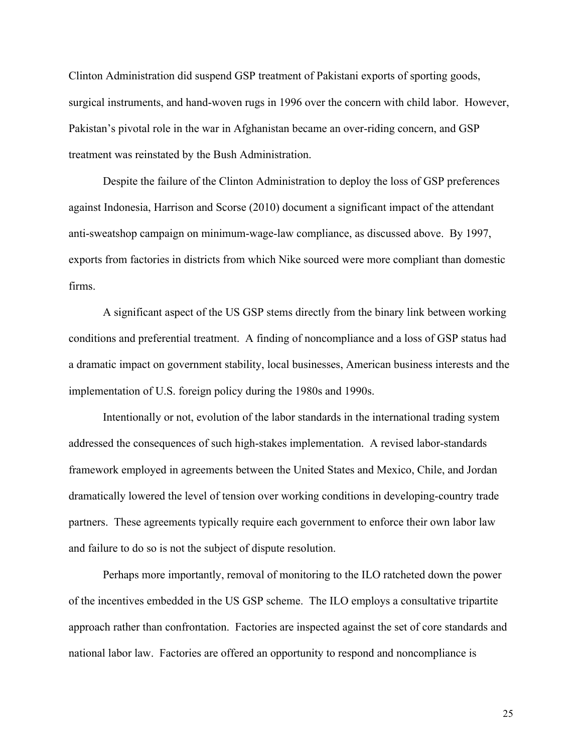Clinton Administration did suspend GSP treatment of Pakistani exports of sporting goods, surgical instruments, and hand-woven rugs in 1996 over the concern with child labor. However, Pakistan's pivotal role in the war in Afghanistan became an over-riding concern, and GSP treatment was reinstated by the Bush Administration.

Despite the failure of the Clinton Administration to deploy the loss of GSP preferences against Indonesia, Harrison and Scorse (2010) document a significant impact of the attendant anti-sweatshop campaign on minimum-wage-law compliance, as discussed above. By 1997, exports from factories in districts from which Nike sourced were more compliant than domestic firms.

A significant aspect of the US GSP stems directly from the binary link between working conditions and preferential treatment. A finding of noncompliance and a loss of GSP status had a dramatic impact on government stability, local businesses, American business interests and the implementation of U.S. foreign policy during the 1980s and 1990s.

Intentionally or not, evolution of the labor standards in the international trading system addressed the consequences of such high-stakes implementation. A revised labor-standards framework employed in agreements between the United States and Mexico, Chile, and Jordan dramatically lowered the level of tension over working conditions in developing-country trade partners. These agreements typically require each government to enforce their own labor law and failure to do so is not the subject of dispute resolution.

Perhaps more importantly, removal of monitoring to the ILO ratcheted down the power of the incentives embedded in the US GSP scheme. The ILO employs a consultative tripartite approach rather than confrontation. Factories are inspected against the set of core standards and national labor law. Factories are offered an opportunity to respond and noncompliance is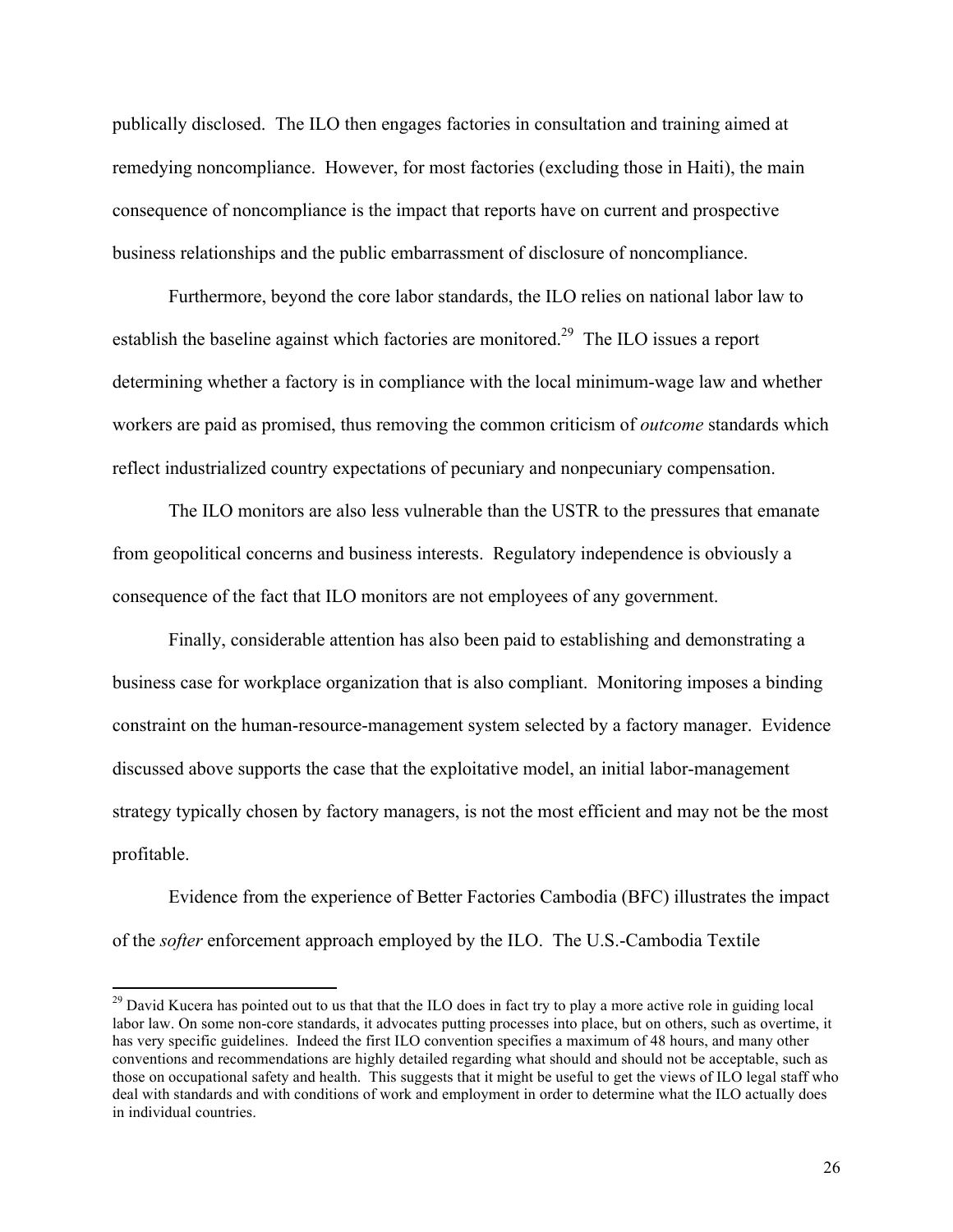publically disclosed. The ILO then engages factories in consultation and training aimed at remedying noncompliance. However, for most factories (excluding those in Haiti), the main consequence of noncompliance is the impact that reports have on current and prospective business relationships and the public embarrassment of disclosure of noncompliance.

Furthermore, beyond the core labor standards, the ILO relies on national labor law to establish the baseline against which factories are monitored.[29] The ILO issues a report determining whether a factory is in compliance with the local minimum-wage law and whether workers are paid as promised, thus removing the common criticism of *outcome* standards which reflect industrialized country expectations of pecuniary and nonpecuniary compensation.

The ILO monitors are also less vulnerable than the USTR to the pressures that emanate from geopolitical concerns and business interests. Regulatory independence is obviously a consequence of the fact that ILO monitors are not employees of any government.

Finally, considerable attention has also been paid to establishing and demonstrating a business case for workplace organization that is also compliant. Monitoring imposes a binding constraint on the human-resource-management system selected by a factory manager. Evidence discussed above supports the case that the exploitative model, an initial labor-management strategy typically chosen by factory managers, is not the most efficient and may not be the most profitable.

Evidence from the experience of Better Factories Cambodia (BFC) illustrates the impact of the *softer* enforcement approach employed by the ILO. The U.S.-Cambodia Textile

---

[29] David Kucera has pointed out to us that that the ILO does in fact try to play a more active role in guiding local labor law. On some non-core standards, it advocates putting processes into place, but on others, such as overtime, it has very specific guidelines. Indeed the first ILO convention specifies a maximum of 48 hours, and many other conventions and recommendations are highly detailed regarding what should and should not be acceptable, such as those on occupational safety and health. This suggests that it might be useful to get the views of ILO legal staff who deal with standards and with conditions of work and employment in order to determine what the ILO actually does in individual countries.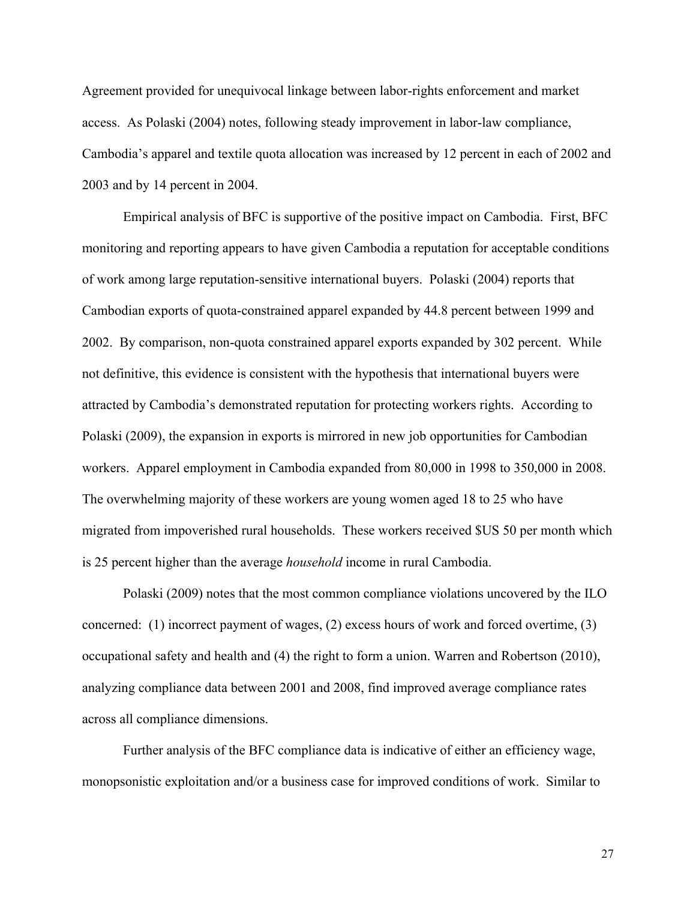Agreement provided for unequivocal linkage between labor-rights enforcement and market access. As Polaski (2004) notes, following steady improvement in labor-law compliance, Cambodia's apparel and textile quota allocation was increased by 12 percent in each of 2002 and 2003 and by 14 percent in 2004.

Empirical analysis of BFC is supportive of the positive impact on Cambodia. First, BFC monitoring and reporting appears to have given Cambodia a reputation for acceptable conditions of work among large reputation-sensitive international buyers. Polaski (2004) reports that Cambodian exports of quota-constrained apparel expanded by 44.8 percent between 1999 and 2002. By comparison, non-quota constrained apparel exports expanded by 302 percent. While not definitive, this evidence is consistent with the hypothesis that international buyers were attracted by Cambodia's demonstrated reputation for protecting workers rights. According to Polaski (2009), the expansion in exports is mirrored in new job opportunities for Cambodian workers. Apparel employment in Cambodia expanded from 80,000 in 1998 to 350,000 in 2008. The overwhelming majority of these workers are young women aged 18 to 25 who have migrated from impoverished rural households. These workers received $US 50 per month which is 25 percent higher than the average *household* income in rural Cambodia.

Polaski (2009) notes that the most common compliance violations uncovered by the ILO concerned: (1) incorrect payment of wages, (2) excess hours of work and forced overtime, (3) occupational safety and health and (4) the right to form a union. Warren and Robertson (2010), analyzing compliance data between 2001 and 2008, find improved average compliance rates across all compliance dimensions.

Further analysis of the BFC compliance data is indicative of either an efficiency wage, monopsonistic exploitation and/or a business case for improved conditions of work. Similar to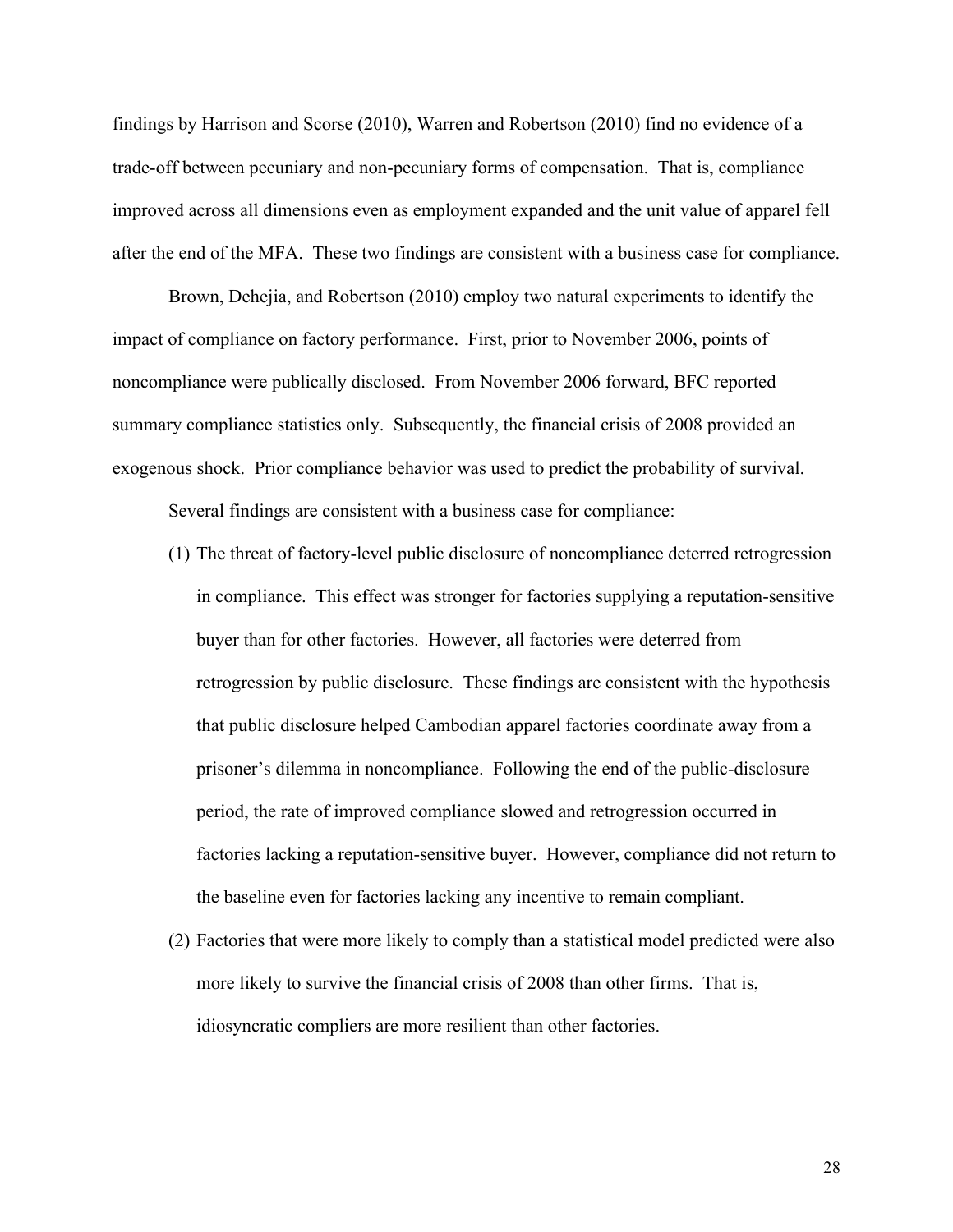findings by Harrison and Scorse (2010), Warren and Robertson (2010) find no evidence of a trade-off between pecuniary and non-pecuniary forms of compensation. That is, compliance improved across all dimensions even as employment expanded and the unit value of apparel fell after the end of the MFA. These two findings are consistent with a business case for compliance.

Brown, Dehejia, and Robertson (2010) employ two natural experiments to identify the impact of compliance on factory performance. First, prior to November 2006, points of noncompliance were publically disclosed. From November 2006 forward, BFC reported summary compliance statistics only. Subsequently, the financial crisis of 2008 provided an exogenous shock. Prior compliance behavior was used to predict the probability of survival.

Several findings are consistent with a business case for compliance:

(1) The threat of factory-level public disclosure of noncompliance deterred retrogression in compliance. This effect was stronger for factories supplying a reputation-sensitive buyer than for other factories. However, all factories were deterred from retrogression by public disclosure. These findings are consistent with the hypothesis that public disclosure helped Cambodian apparel factories coordinate away from a prisoner's dilemma in noncompliance. Following the end of the public-disclosure period, the rate of improved compliance slowed and retrogression occurred in factories lacking a reputation-sensitive buyer. However, compliance did not return to the baseline even for factories lacking any incentive to remain compliant.

(2) Factories that were more likely to comply than a statistical model predicted were also more likely to survive the financial crisis of 2008 than other firms. That is, idiosyncratic compliers are more resilient than other factories.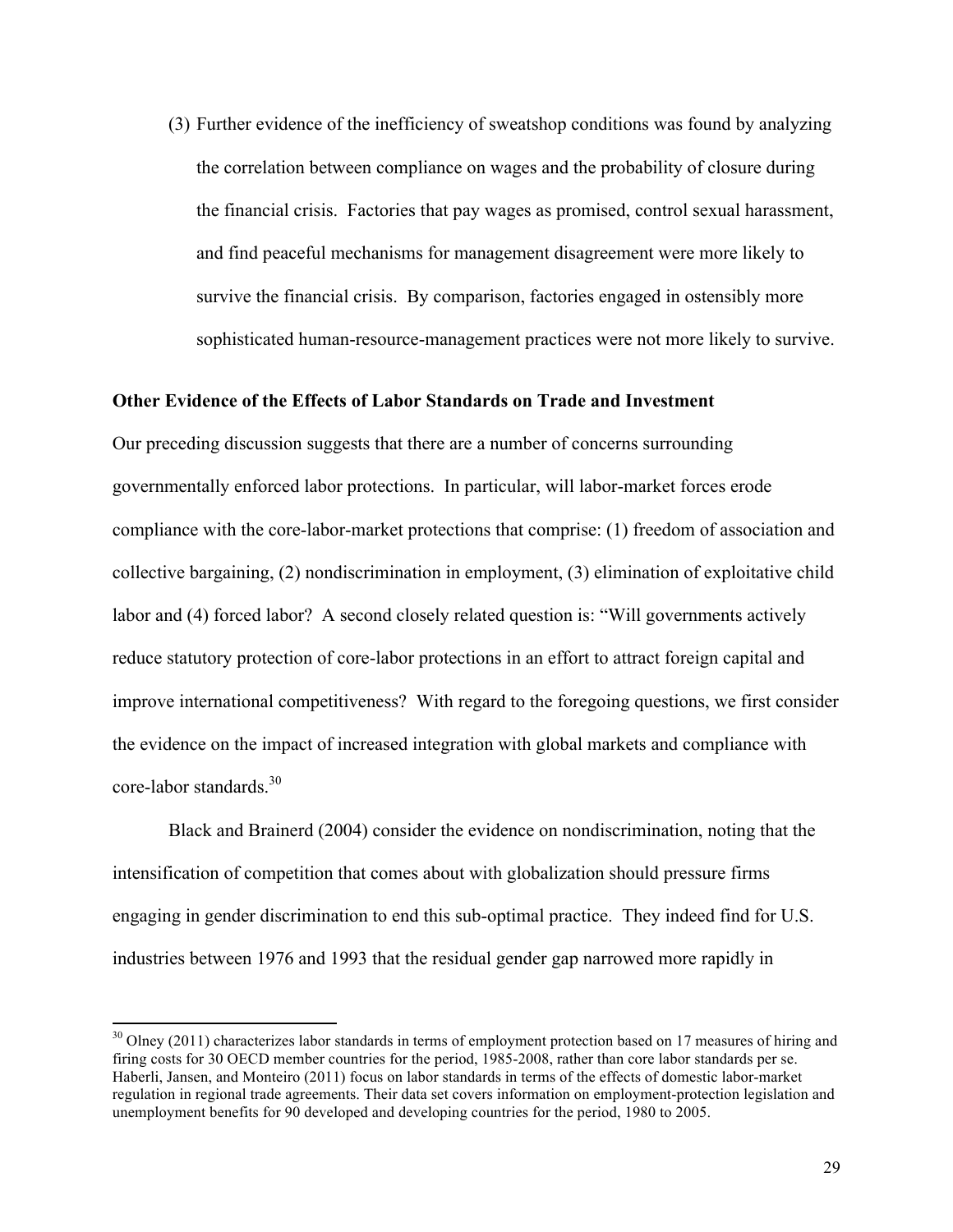(3) Further evidence of the inefficiency of sweatshop conditions was found by analyzing the correlation between compliance on wages and the probability of closure during the financial crisis. Factories that pay wages as promised, control sexual harassment, and find peaceful mechanisms for management disagreement were more likely to survive the financial crisis. By comparison, factories engaged in ostensibly more sophisticated human-resource-management practices were not more likely to survive.

**Other Evidence of the Effects of Labor Standards on Trade and Investment**

Our preceding discussion suggests that there are a number of concerns surrounding governmentally enforced labor protections. In particular, will labor-market forces erode compliance with the core-labor-market protections that comprise: (1) freedom of association and collective bargaining, (2) nondiscrimination in employment, (3) elimination of exploitative child labor and (4) forced labor? A second closely related question is: "Will governments actively reduce statutory protection of core-labor protections in an effort to attract foreign capital and improve international competitiveness? With regard to the foregoing questions, we first consider the evidence on the impact of increased integration with global markets and compliance with core-labor standards.[30]

Black and Brainerd (2004) consider the evidence on nondiscrimination, noting that the intensification of competition that comes about with globalization should pressure firms engaging in gender discrimination to end this sub-optimal practice. They indeed find for U.S. industries between 1976 and 1993 that the residual gender gap narrowed more rapidly in

[30] Olney (2011) characterizes labor standards in terms of employment protection based on 17 measures of hiring and firing costs for 30 OECD member countries for the period, 1985-2008, rather than core labor standards per se. Haberli, Jansen, and Monteiro (2011) focus on labor standards in terms of the effects of domestic labor-market regulation in regional trade agreements. Their data set covers information on employment-protection legislation and unemployment benefits for 90 developed and developing countries for the period, 1980 to 2005.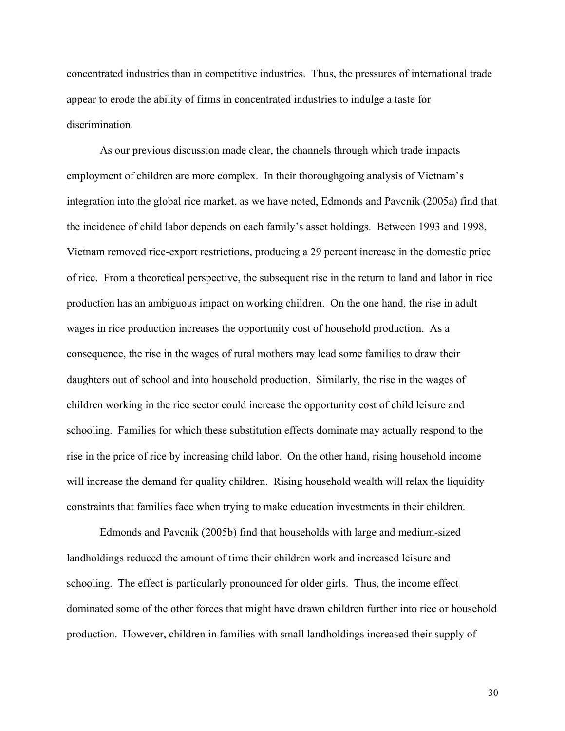concentrated industries than in competitive industries. Thus, the pressures of international trade appear to erode the ability of firms in concentrated industries to indulge a taste for discrimination.

As our previous discussion made clear, the channels through which trade impacts employment of children are more complex. In their thoroughgoing analysis of Vietnam's integration into the global rice market, as we have noted, Edmonds and Pavcnik (2005a) find that the incidence of child labor depends on each family's asset holdings. Between 1993 and 1998, Vietnam removed rice-export restrictions, producing a 29 percent increase in the domestic price of rice. From a theoretical perspective, the subsequent rise in the return to land and labor in rice production has an ambiguous impact on working children. On the one hand, the rise in adult wages in rice production increases the opportunity cost of household production. As a consequence, the rise in the wages of rural mothers may lead some families to draw their daughters out of school and into household production. Similarly, the rise in the wages of children working in the rice sector could increase the opportunity cost of child leisure and schooling. Families for which these substitution effects dominate may actually respond to the rise in the price of rice by increasing child labor. On the other hand, rising household income will increase the demand for quality children. Rising household wealth will relax the liquidity constraints that families face when trying to make education investments in their children.

Edmonds and Pavcnik (2005b) find that households with large and medium-sized landholdings reduced the amount of time their children work and increased leisure and schooling. The effect is particularly pronounced for older girls. Thus, the income effect dominated some of the other forces that might have drawn children further into rice or household production. However, children in families with small landholdings increased their supply of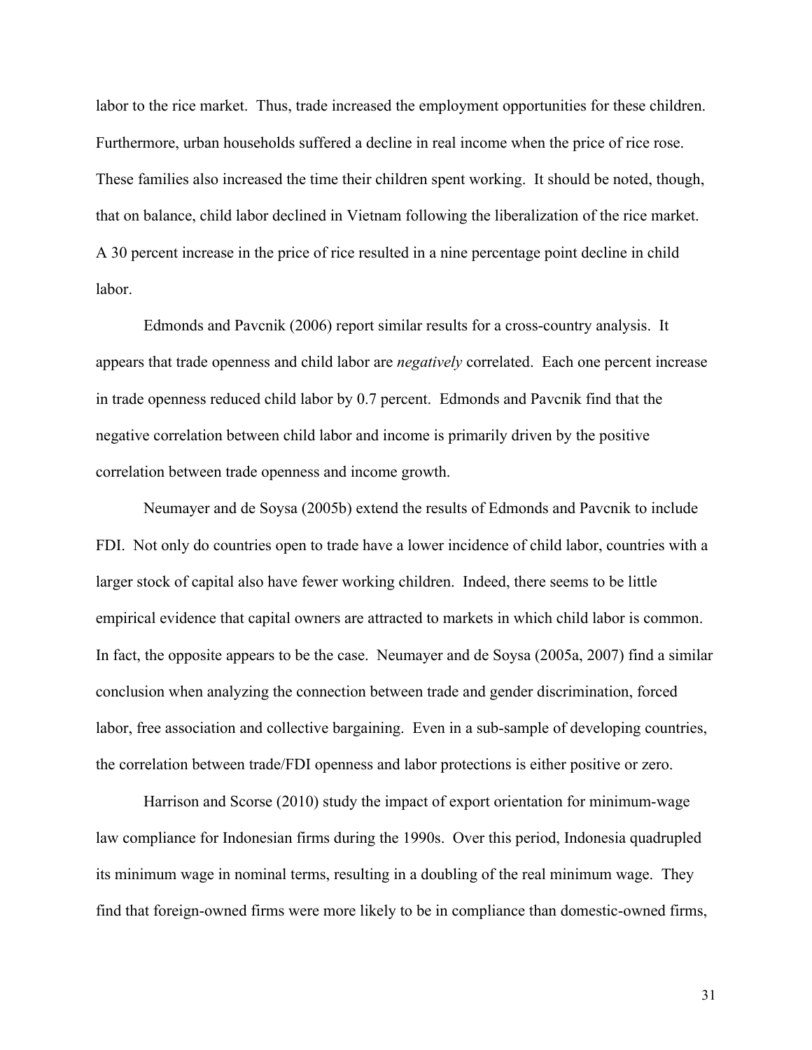labor to the rice market. Thus, trade increased the employment opportunities for these children. Furthermore, urban households suffered a decline in real income when the price of rice rose. These families also increased the time their children spent working. It should be noted, though, that on balance, child labor declined in Vietnam following the liberalization of the rice market. A 30 percent increase in the price of rice resulted in a nine percentage point decline in child labor.

Edmonds and Pavcnik (2006) report similar results for a cross-country analysis. It appears that trade openness and child labor are *negatively* correlated. Each one percent increase in trade openness reduced child labor by 0.7 percent. Edmonds and Pavcnik find that the negative correlation between child labor and income is primarily driven by the positive correlation between trade openness and income growth.

Neumayer and de Soysa (2005b) extend the results of Edmonds and Pavcnik to include FDI. Not only do countries open to trade have a lower incidence of child labor, countries with a larger stock of capital also have fewer working children. Indeed, there seems to be little empirical evidence that capital owners are attracted to markets in which child labor is common. In fact, the opposite appears to be the case. Neumayer and de Soysa (2005a, 2007) find a similar conclusion when analyzing the connection between trade and gender discrimination, forced labor, free association and collective bargaining. Even in a sub-sample of developing countries, the correlation between trade/FDI openness and labor protections is either positive or zero.

Harrison and Scorse (2010) study the impact of export orientation for minimum-wage law compliance for Indonesian firms during the 1990s. Over this period, Indonesia quadrupled its minimum wage in nominal terms, resulting in a doubling of the real minimum wage. They find that foreign-owned firms were more likely to be in compliance than domestic-owned firms,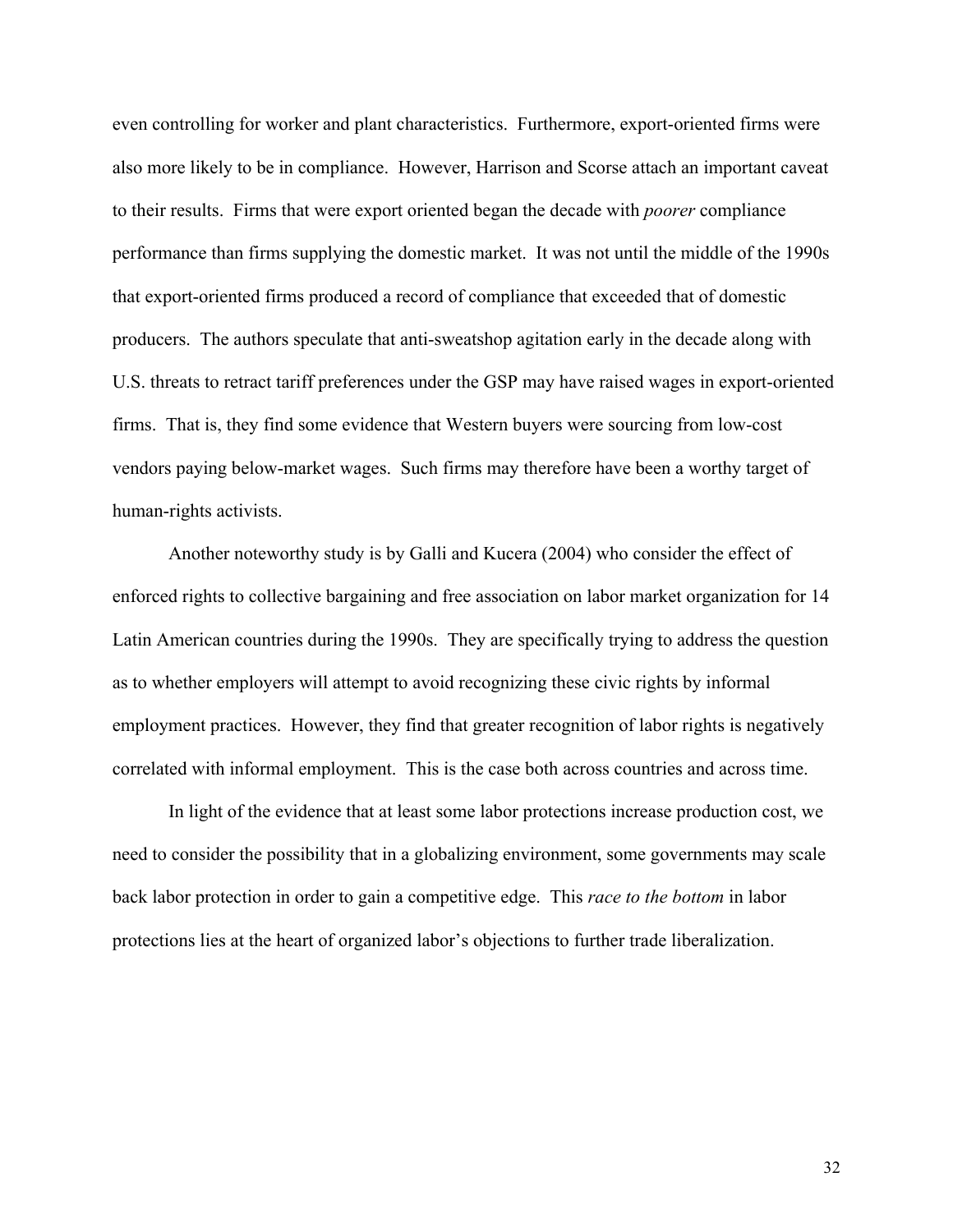even controlling for worker and plant characteristics. Furthermore, export-oriented firms were also more likely to be in compliance. However, Harrison and Scorse attach an important caveat to their results. Firms that were export oriented began the decade with *poorer* compliance performance than firms supplying the domestic market. It was not until the middle of the 1990s that export-oriented firms produced a record of compliance that exceeded that of domestic producers. The authors speculate that anti-sweatshop agitation early in the decade along with U.S. threats to retract tariff preferences under the GSP may have raised wages in export-oriented firms. That is, they find some evidence that Western buyers were sourcing from low-cost vendors paying below-market wages. Such firms may therefore have been a worthy target of human-rights activists.

Another noteworthy study is by Galli and Kucera (2004) who consider the effect of enforced rights to collective bargaining and free association on labor market organization for 14 Latin American countries during the 1990s. They are specifically trying to address the question as to whether employers will attempt to avoid recognizing these civic rights by informal employment practices. However, they find that greater recognition of labor rights is negatively correlated with informal employment. This is the case both across countries and across time.

In light of the evidence that at least some labor protections increase production cost, we need to consider the possibility that in a globalizing environment, some governments may scale back labor protection in order to gain a competitive edge. This *race to the bottom* in labor protections lies at the heart of organized labor's objections to further trade liberalization.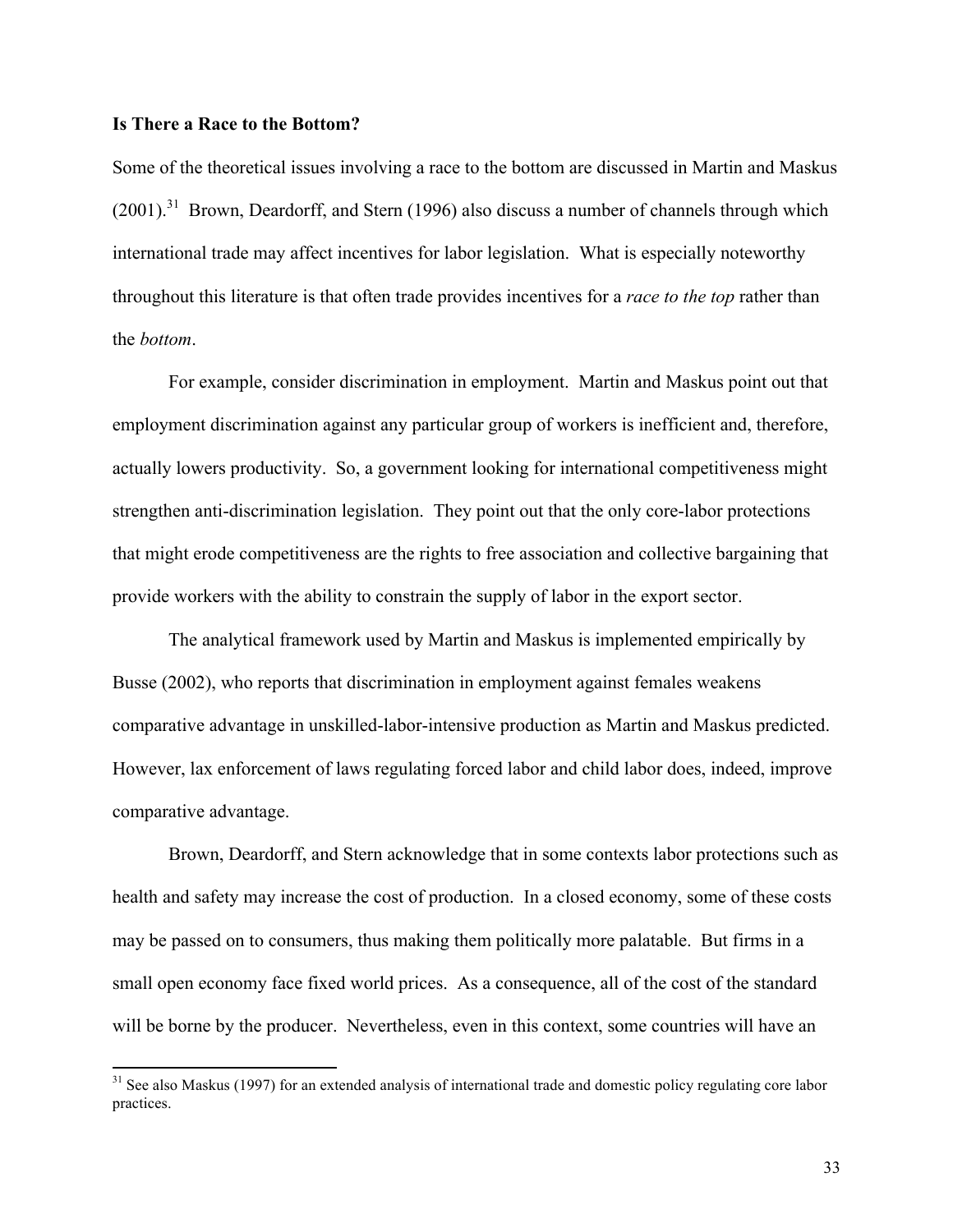**Is There a Race to the Bottom?**

Some of the theoretical issues involving a race to the bottom are discussed in Martin and Maskus (2001).[31] Brown, Deardorff, and Stern (1996) also discuss a number of channels through which international trade may affect incentives for labor legislation. What is especially noteworthy throughout this literature is that often trade provides incentives for a *race to the top* rather than the *bottom*.

For example, consider discrimination in employment. Martin and Maskus point out that employment discrimination against any particular group of workers is inefficient and, therefore, actually lowers productivity. So, a government looking for international competitiveness might strengthen anti-discrimination legislation. They point out that the only core-labor protections that might erode competitiveness are the rights to free association and collective bargaining that provide workers with the ability to constrain the supply of labor in the export sector.

The analytical framework used by Martin and Maskus is implemented empirically by Busse (2002), who reports that discrimination in employment against females weakens comparative advantage in unskilled-labor-intensive production as Martin and Maskus predicted. However, lax enforcement of laws regulating forced labor and child labor does, indeed, improve comparative advantage.

Brown, Deardorff, and Stern acknowledge that in some contexts labor protections such as health and safety may increase the cost of production. In a closed economy, some of these costs may be passed on to consumers, thus making them politically more palatable. But firms in a small open economy face fixed world prices. As a consequence, all of the cost of the standard will be borne by the producer. Nevertheless, even in this context, some countries will have an

[31] See also Maskus (1997) for an extended analysis of international trade and domestic policy regulating core labor practices.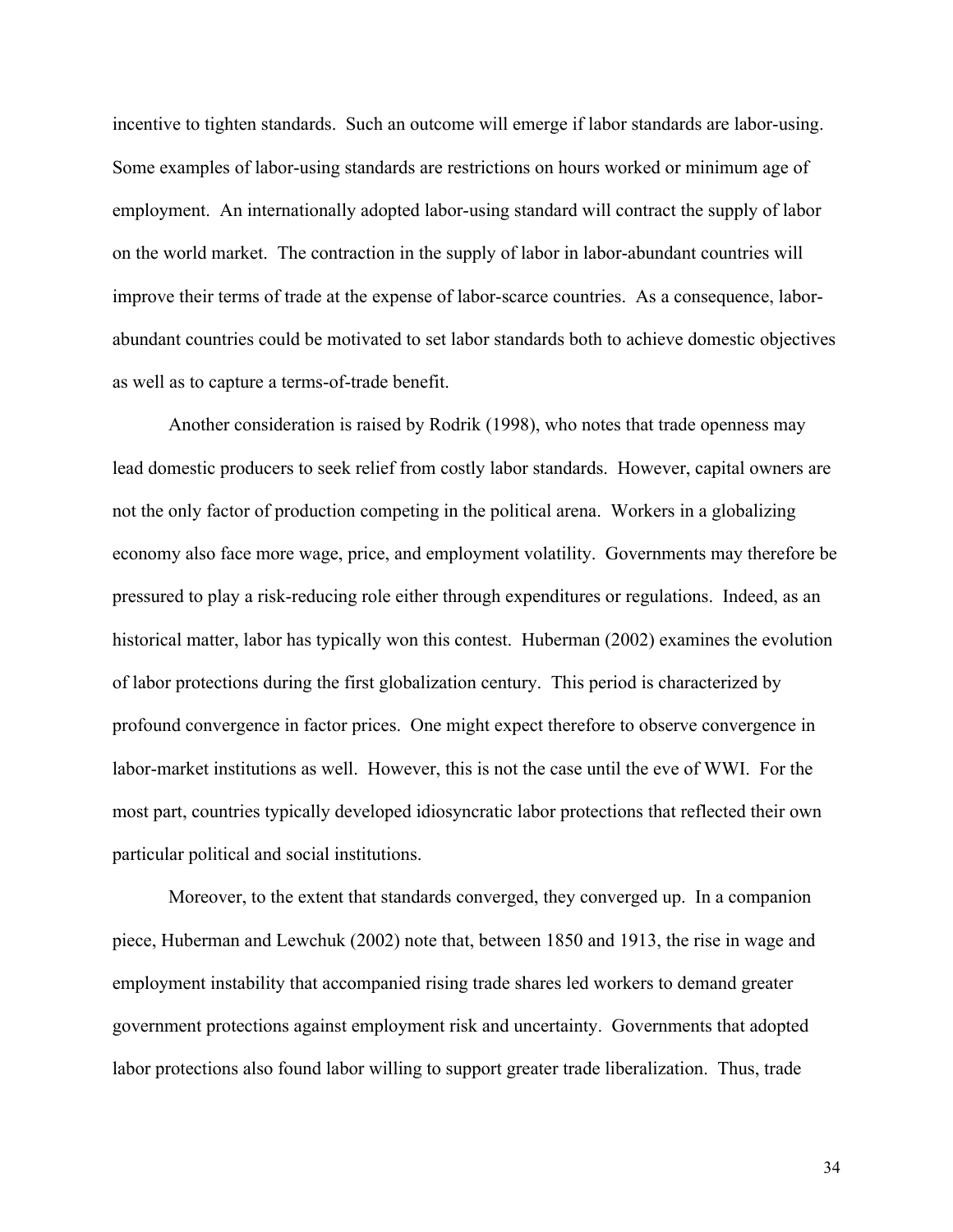incentive to tighten standards. Such an outcome will emerge if labor standards are labor-using. Some examples of labor-using standards are restrictions on hours worked or minimum age of employment. An internationally adopted labor-using standard will contract the supply of labor on the world market. The contraction in the supply of labor in labor-abundant countries will improve their terms of trade at the expense of labor-scarce countries. As a consequence, labor-abundant countries could be motivated to set labor standards both to achieve domestic objectives as well as to capture a terms-of-trade benefit.

Another consideration is raised by Rodrik (1998), who notes that trade openness may lead domestic producers to seek relief from costly labor standards. However, capital owners are not the only factor of production competing in the political arena. Workers in a globalizing economy also face more wage, price, and employment volatility. Governments may therefore be pressured to play a risk-reducing role either through expenditures or regulations. Indeed, as an historical matter, labor has typically won this contest. Huberman (2002) examines the evolution of labor protections during the first globalization century. This period is characterized by profound convergence in factor prices. One might expect therefore to observe convergence in labor-market institutions as well. However, this is not the case until the eve of WWI. For the most part, countries typically developed idiosyncratic labor protections that reflected their own particular political and social institutions.

Moreover, to the extent that standards converged, they converged up. In a companion piece, Huberman and Lewchuk (2002) note that, between 1850 and 1913, the rise in wage and employment instability that accompanied rising trade shares led workers to demand greater government protections against employment risk and uncertainty. Governments that adopted labor protections also found labor willing to support greater trade liberalization. Thus, trade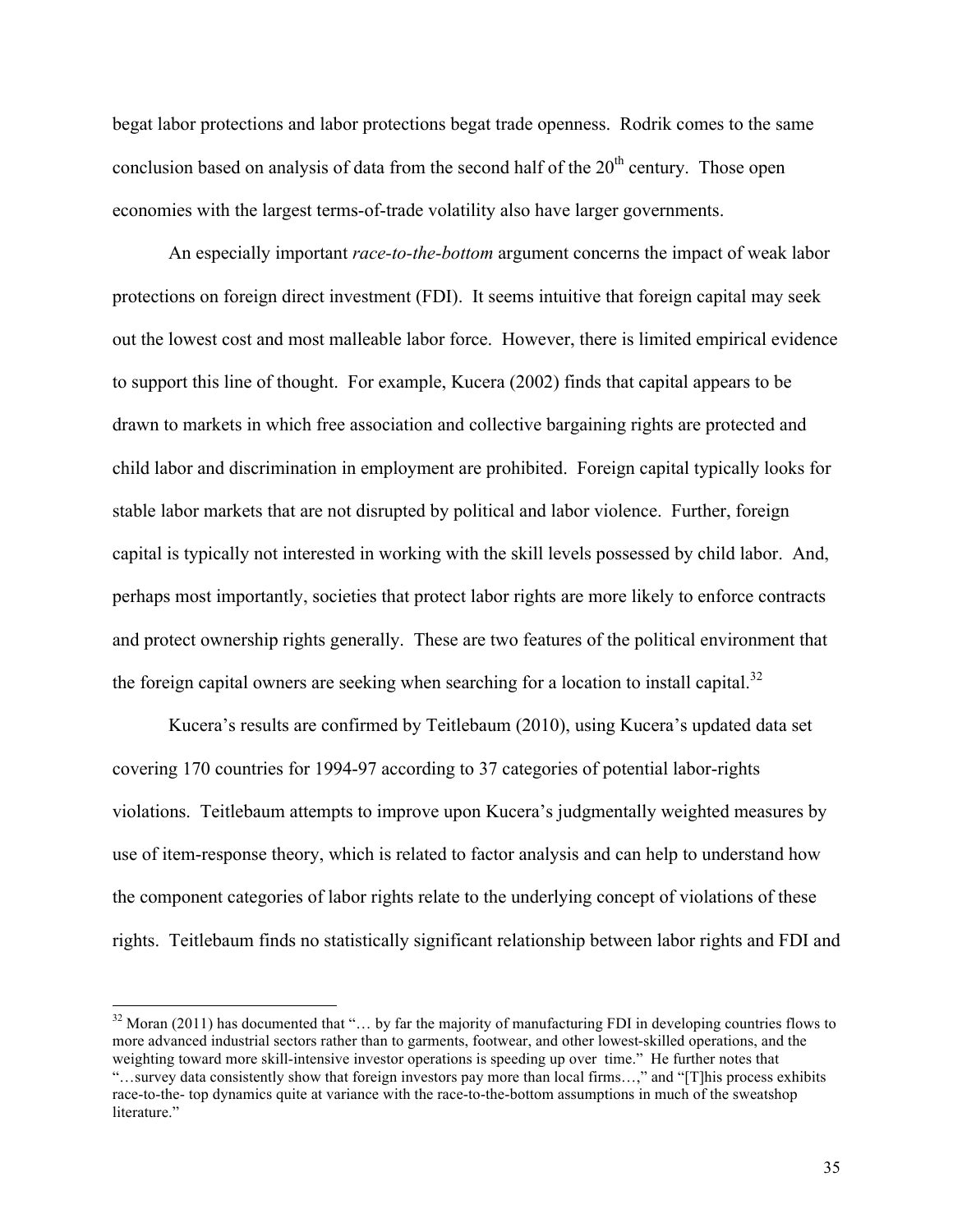begat labor protections and labor protections begat trade openness. Rodrik comes to the same conclusion based on analysis of data from the second half of the 20th century. Those open economies with the largest terms-of-trade volatility also have larger governments.

An especially important *race-to-the-bottom* argument concerns the impact of weak labor protections on foreign direct investment (FDI). It seems intuitive that foreign capital may seek out the lowest cost and most malleable labor force. However, there is limited empirical evidence to support this line of thought. For example, Kucera (2002) finds that capital appears to be drawn to markets in which free association and collective bargaining rights are protected and child labor and discrimination in employment are prohibited. Foreign capital typically looks for stable labor markets that are not disrupted by political and labor violence. Further, foreign capital is typically not interested in working with the skill levels possessed by child labor. And, perhaps most importantly, societies that protect labor rights are more likely to enforce contracts and protect ownership rights generally. These are two features of the political environment that the foreign capital owners are seeking when searching for a location to install capital.[32]

Kucera's results are confirmed by Teitlebaum (2010), using Kucera's updated data set covering 170 countries for 1994-97 according to 37 categories of potential labor-rights violations. Teitlebaum attempts to improve upon Kucera's judgmentally weighted measures by use of item-response theory, which is related to factor analysis and can help to understand how the component categories of labor rights relate to the underlying concept of violations of these rights. Teitlebaum finds no statistically significant relationship between labor rights and FDI and

---

[32] Moran (2011) has documented that "… by far the majority of manufacturing FDI in developing countries flows to more advanced industrial sectors rather than to garments, footwear, and other lowest-skilled operations, and the weighting toward more skill-intensive investor operations is speeding up over time." He further notes that "…survey data consistently show that foreign investors pay more than local firms…," and "[T]his process exhibits race-to-the- top dynamics quite at variance with the race-to-the-bottom assumptions in much of the sweatshop literature."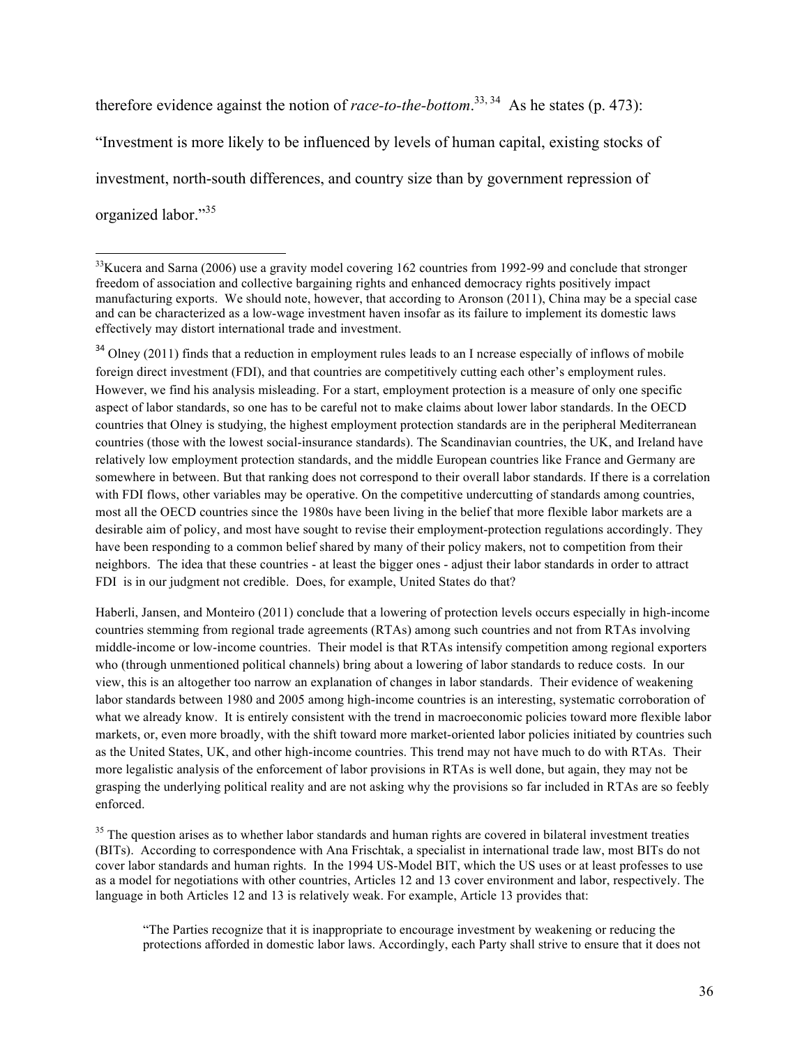therefore evidence against the notion of *race-to-the-bottom*.[33, 34] As he states (p. 473): "Investment is more likely to be influenced by levels of human capital, existing stocks of investment, north-south differences, and country size than by government repression of organized labor."[35]

---

[33] Kucera and Sarna (2006) use a gravity model covering 162 countries from 1992-99 and conclude that stronger freedom of association and collective bargaining rights and enhanced democracy rights positively impact manufacturing exports. We should note, however, that according to Aronson (2011), China may be a special case and can be characterized as a low-wage investment haven insofar as its failure to implement its domestic laws effectively may distort international trade and investment.

[34] Olney (2011) finds that a reduction in employment rules leads to an I ncrease especially of inflows of mobile foreign direct investment (FDI), and that countries are competitively cutting each other's employment rules. However, we find his analysis misleading. For a start, employment protection is a measure of only one specific aspect of labor standards, so one has to be careful not to make claims about lower labor standards. In the OECD countries that Olney is studying, the highest employment protection standards are in the peripheral Mediterranean countries (those with the lowest social-insurance standards). The Scandinavian countries, the UK, and Ireland have relatively low employment protection standards, and the middle European countries like France and Germany are somewhere in between. But that ranking does not correspond to their overall labor standards. If there is a correlation with FDI flows, other variables may be operative. On the competitive undercutting of standards among countries, most all the OECD countries since the 1980s have been living in the belief that more flexible labor markets are a desirable aim of policy, and most have sought to revise their employment-protection regulations accordingly. They have been responding to a common belief shared by many of their policy makers, not to competition from their neighbors. The idea that these countries - at least the bigger ones - adjust their labor standards in order to attract FDI is in our judgment not credible. Does, for example, United States do that?

Haberli, Jansen, and Monteiro (2011) conclude that a lowering of protection levels occurs especially in high-income countries stemming from regional trade agreements (RTAs) among such countries and not from RTAs involving middle-income or low-income countries. Their model is that RTAs intensify competition among regional exporters who (through unmentioned political channels) bring about a lowering of labor standards to reduce costs. In our view, this is an altogether too narrow an explanation of changes in labor standards. Their evidence of weakening labor standards between 1980 and 2005 among high-income countries is an interesting, systematic corroboration of what we already know. It is entirely consistent with the trend in macroeconomic policies toward more flexible labor markets, or, even more broadly, with the shift toward more market-oriented labor policies initiated by countries such as the United States, UK, and other high-income countries. This trend may not have much to do with RTAs. Their more legalistic analysis of the enforcement of labor provisions in RTAs is well done, but again, they may not be grasping the underlying political reality and are not asking why the provisions so far included in RTAs are so feebly enforced.

[35] The question arises as to whether labor standards and human rights are covered in bilateral investment treaties (BITs). According to correspondence with Ana Frischtak, a specialist in international trade law, most BITs do not cover labor standards and human rights. In the 1994 US-Model BIT, which the US uses or at least professes to use as a model for negotiations with other countries, Articles 12 and 13 cover environment and labor, respectively. The language in both Articles 12 and 13 is relatively weak. For example, Article 13 provides that:

> "The Parties recognize that it is inappropriate to encourage investment by weakening or reducing the protections afforded in domestic labor laws. Accordingly, each Party shall strive to ensure that it does not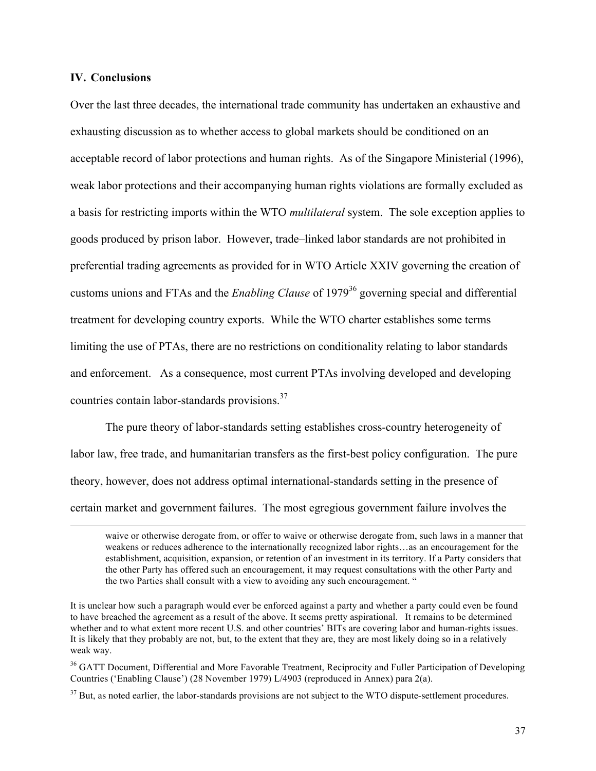### IV. Conclusions

Over the last three decades, the international trade community has undertaken an exhaustive and exhausting discussion as to whether access to global markets should be conditioned on an acceptable record of labor protections and human rights. As of the Singapore Ministerial (1996), weak labor protections and their accompanying human rights violations are formally excluded as a basis for restricting imports within the WTO *multilateral* system. The sole exception applies to goods produced by prison labor. However, trade–linked labor standards are not prohibited in preferential trading agreements as provided for in WTO Article XXIV governing the creation of customs unions and FTAs and the *Enabling Clause* of 1979[36] governing special and differential treatment for developing country exports. While the WTO charter establishes some terms limiting the use of PTAs, there are no restrictions on conditionality relating to labor standards and enforcement. As a consequence, most current PTAs involving developed and developing countries contain labor-standards provisions.[37]

The pure theory of labor-standards setting establishes cross-country heterogeneity of labor law, free trade, and humanitarian transfers as the first-best policy configuration. The pure theory, however, does not address optimal international-standards setting in the presence of certain market and government failures. The most egregious government failure involves the

---

> waive or otherwise derogate from, or offer to waive or otherwise derogate from, such laws in a manner that weakens or reduces adherence to the internationally recognized labor rights…as an encouragement for the establishment, acquisition, expansion, or retention of an investment in its territory. If a Party considers that the other Party has offered such an encouragement, it may request consultations with the other Party and the two Parties shall consult with a view to avoiding any such encouragement. "

It is unclear how such a paragraph would ever be enforced against a party and whether a party could even be found to have breached the agreement as a result of the above. It seems pretty aspirational. It remains to be determined whether and to what extent more recent U.S. and other countries' BITs are covering labor and human-rights issues. It is likely that they probably are not, but, to the extent that they are, they are most likely doing so in a relatively weak way.

[36] GATT Document, Differential and More Favorable Treatment, Reciprocity and Fuller Participation of Developing Countries ('Enabling Clause') (28 November 1979) L/4903 (reproduced in Annex) para 2(a).

[37] But, as noted earlier, the labor-standards provisions are not subject to the WTO dispute-settlement procedures.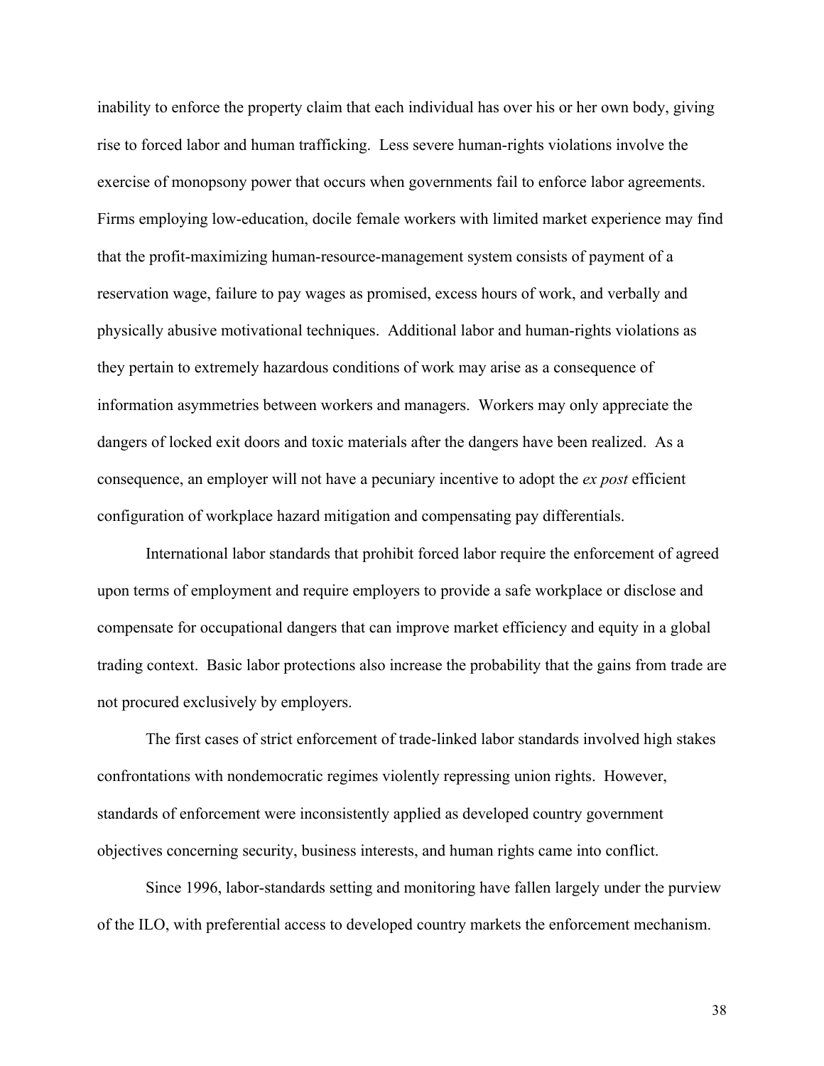inability to enforce the property claim that each individual has over his or her own body, giving rise to forced labor and human trafficking. Less severe human-rights violations involve the exercise of monopsony power that occurs when governments fail to enforce labor agreements. Firms employing low-education, docile female workers with limited market experience may find that the profit-maximizing human-resource-management system consists of payment of a reservation wage, failure to pay wages as promised, excess hours of work, and verbally and physically abusive motivational techniques. Additional labor and human-rights violations as they pertain to extremely hazardous conditions of work may arise as a consequence of information asymmetries between workers and managers. Workers may only appreciate the dangers of locked exit doors and toxic materials after the dangers have been realized. As a consequence, an employer will not have a pecuniary incentive to adopt the *ex post* efficient configuration of workplace hazard mitigation and compensating pay differentials.

International labor standards that prohibit forced labor require the enforcement of agreed upon terms of employment and require employers to provide a safe workplace or disclose and compensate for occupational dangers that can improve market efficiency and equity in a global trading context. Basic labor protections also increase the probability that the gains from trade are not procured exclusively by employers.

The first cases of strict enforcement of trade-linked labor standards involved high stakes confrontations with nondemocratic regimes violently repressing union rights. However, standards of enforcement were inconsistently applied as developed country government objectives concerning security, business interests, and human rights came into conflict.

Since 1996, labor-standards setting and monitoring have fallen largely under the purview of the ILO, with preferential access to developed country markets the enforcement mechanism.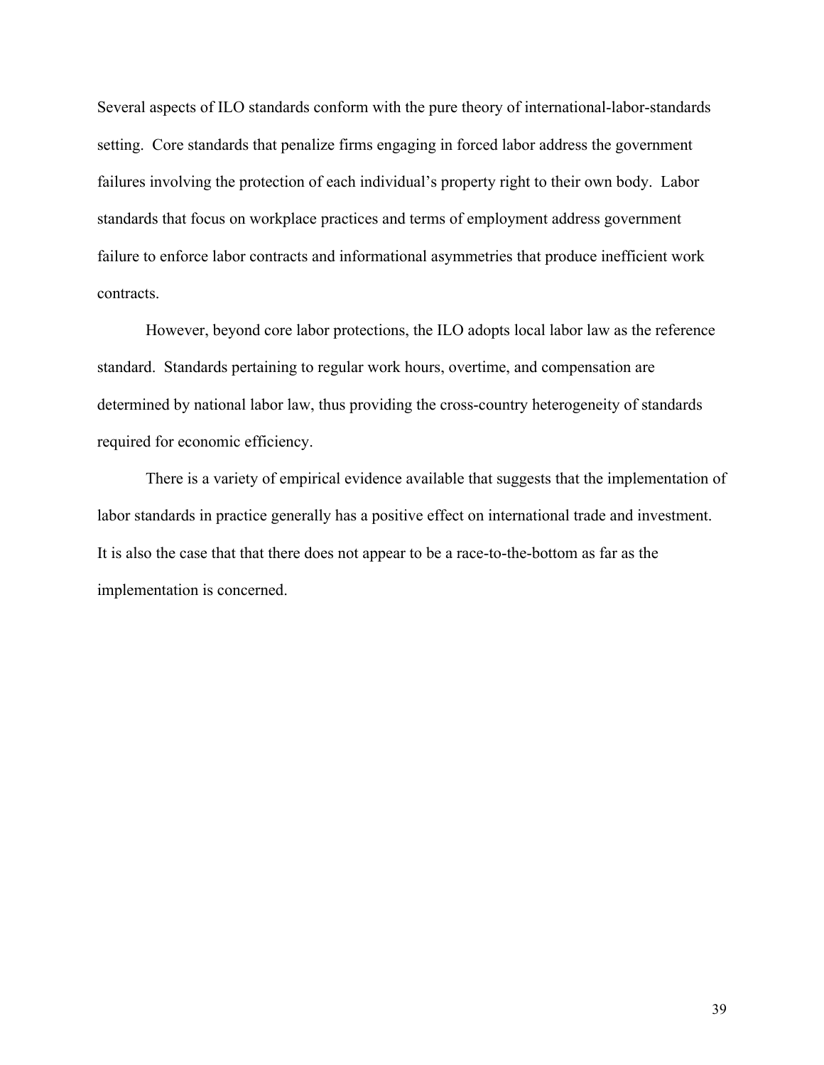Several aspects of ILO standards conform with the pure theory of international-labor-standards setting. Core standards that penalize firms engaging in forced labor address the government failures involving the protection of each individual's property right to their own body. Labor standards that focus on workplace practices and terms of employment address government failure to enforce labor contracts and informational asymmetries that produce inefficient work contracts.

However, beyond core labor protections, the ILO adopts local labor law as the reference standard. Standards pertaining to regular work hours, overtime, and compensation are determined by national labor law, thus providing the cross-country heterogeneity of standards required for economic efficiency.

There is a variety of empirical evidence available that suggests that the implementation of labor standards in practice generally has a positive effect on international trade and investment. It is also the case that that there does not appear to be a race-to-the-bottom as far as the implementation is concerned.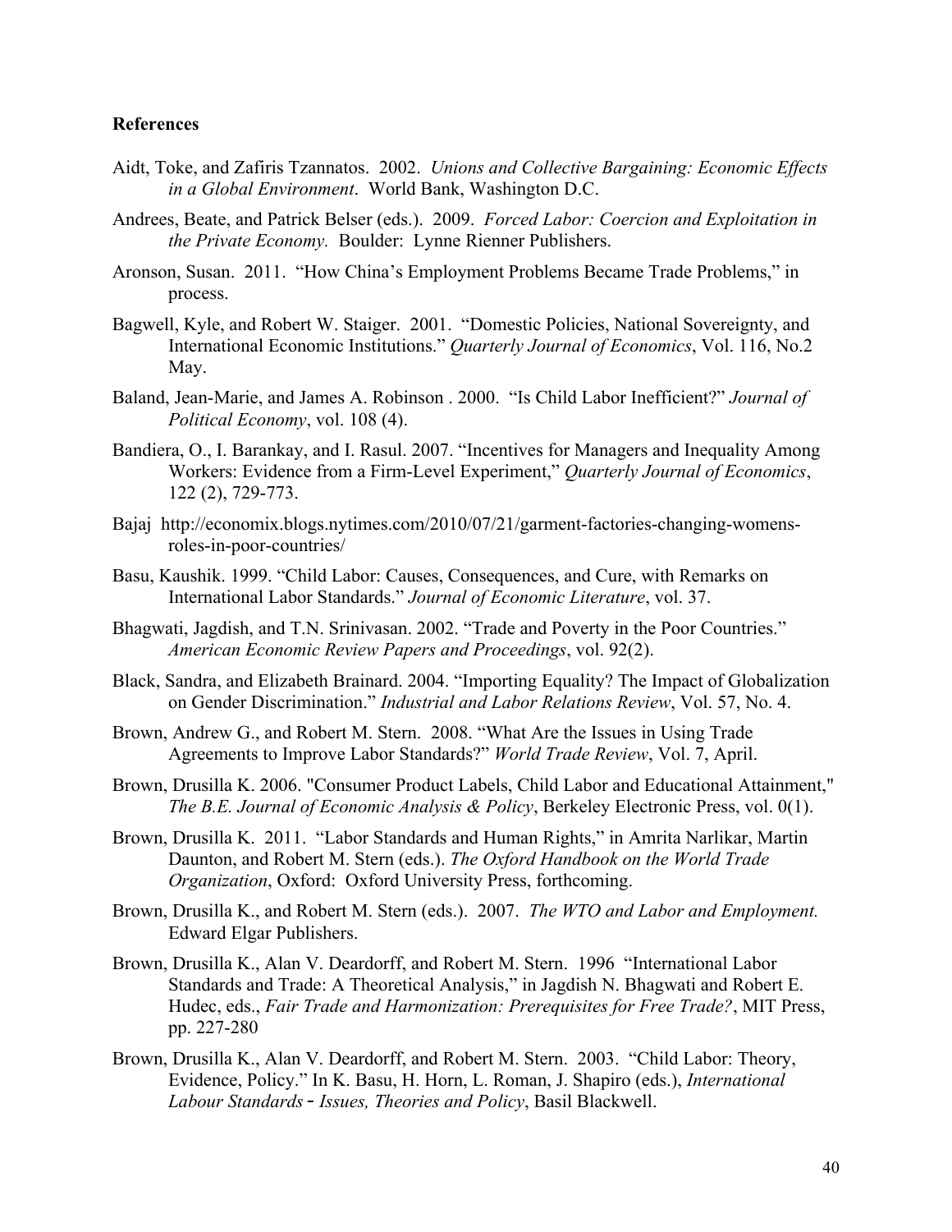**References**

Aidt, Toke, and Zafiris Tzannatos. 2002. *Unions and Collective Bargaining: Economic Effects in a Global Environment*. World Bank, Washington D.C.

Andrees, Beate, and Patrick Belser (eds.). 2009. *Forced Labor: Coercion and Exploitation in the Private Economy.* Boulder: Lynne Rienner Publishers.

Aronson, Susan. 2011. "How China's Employment Problems Became Trade Problems," in process.

Bagwell, Kyle, and Robert W. Staiger. 2001. "Domestic Policies, National Sovereignty, and International Economic Institutions." *Quarterly Journal of Economics*, Vol. 116, No.2 May.

Baland, Jean-Marie, and James A. Robinson . 2000. "Is Child Labor Inefficient?" *Journal of Political Economy*, vol. 108 (4).

Bandiera, O., I. Barankay, and I. Rasul. 2007. "Incentives for Managers and Inequality Among Workers: Evidence from a Firm-Level Experiment," *Quarterly Journal of Economics*, 122 (2), 729-773.

Bajaj http://economix.blogs.nytimes.com/2010/07/21/garment-factories-changing-womens-roles-in-poor-countries/

Basu, Kaushik. 1999. "Child Labor: Causes, Consequences, and Cure, with Remarks on International Labor Standards." *Journal of Economic Literature*, vol. 37.

Bhagwati, Jagdish, and T.N. Srinivasan. 2002. "Trade and Poverty in the Poor Countries." *American Economic Review Papers and Proceedings*, vol. 92(2).

Black, Sandra, and Elizabeth Brainard. 2004. "Importing Equality? The Impact of Globalization on Gender Discrimination." *Industrial and Labor Relations Review*, Vol. 57, No. 4.

Brown, Andrew G., and Robert M. Stern. 2008. "What Are the Issues in Using Trade Agreements to Improve Labor Standards?" *World Trade Review*, Vol. 7, April.

Brown, Drusilla K. 2006. "Consumer Product Labels, Child Labor and Educational Attainment," *The B.E. Journal of Economic Analysis & Policy*, Berkeley Electronic Press, vol. 0(1).

Brown, Drusilla K. 2011. "Labor Standards and Human Rights," in Amrita Narlikar, Martin Daunton, and Robert M. Stern (eds.). *The Oxford Handbook on the World Trade Organization*, Oxford: Oxford University Press, forthcoming.

Brown, Drusilla K., and Robert M. Stern (eds.). 2007. *The WTO and Labor and Employment.* Edward Elgar Publishers.

Brown, Drusilla K., Alan V. Deardorff, and Robert M. Stern. 1996 "International Labor Standards and Trade: A Theoretical Analysis," in Jagdish N. Bhagwati and Robert E. Hudec, eds., *Fair Trade and Harmonization: Prerequisites for Free Trade?*, MIT Press, pp. 227-280

Brown, Drusilla K., Alan V. Deardorff, and Robert M. Stern. 2003. "Child Labor: Theory, Evidence, Policy." In K. Basu, H. Horn, L. Roman, J. Shapiro (eds.), *International Labour Standards ‑ Issues, Theories and Policy*, Basil Blackwell.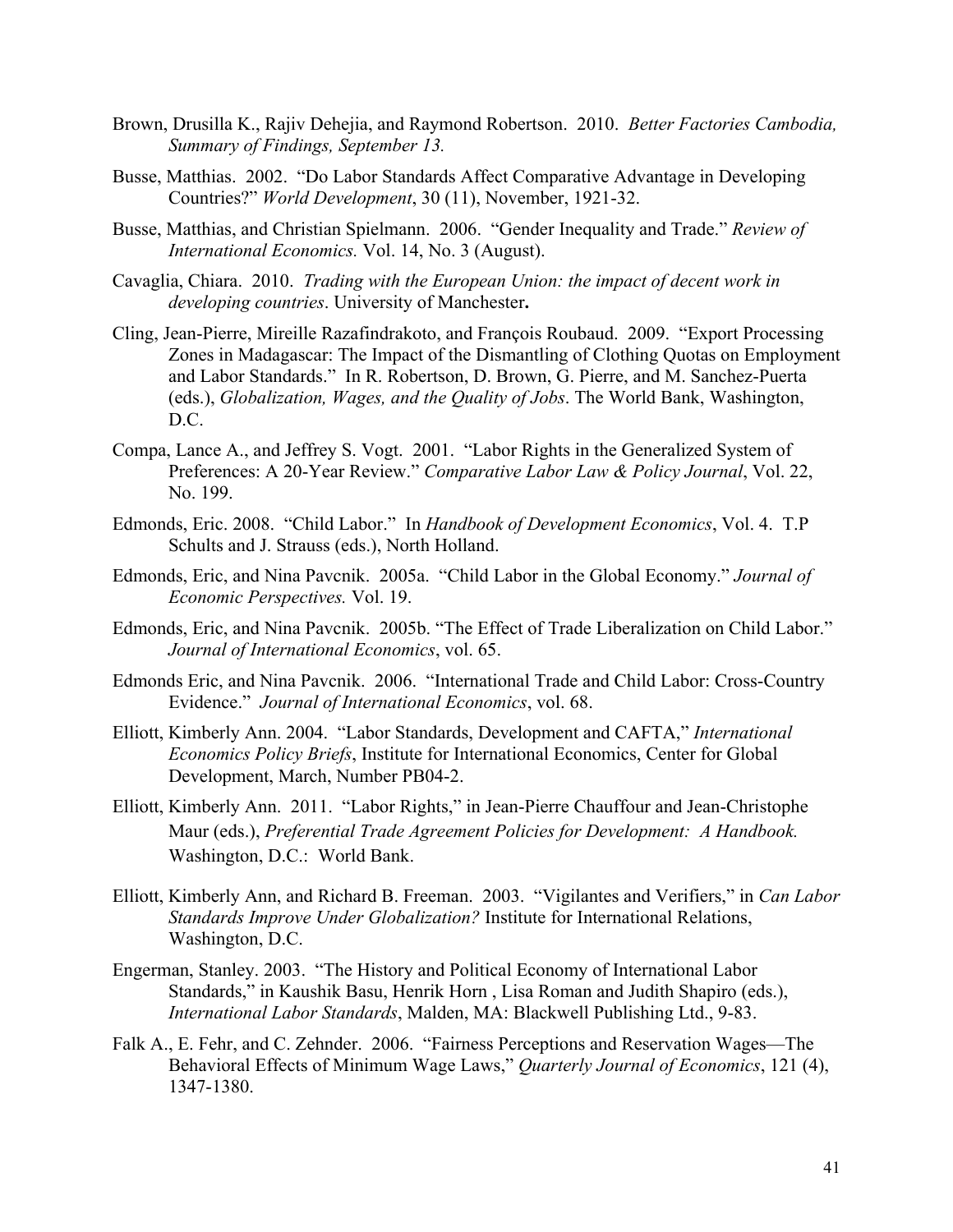Brown, Drusilla K., Rajiv Dehejia, and Raymond Robertson. 2010. *Better Factories Cambodia, Summary of Findings, September 13.*

Busse, Matthias. 2002. "Do Labor Standards Affect Comparative Advantage in Developing Countries?" *World Development*, 30 (11), November, 1921-32.

Busse, Matthias, and Christian Spielmann. 2006. "Gender Inequality and Trade." *Review of International Economics.* Vol. 14, No. 3 (August).

Cavaglia, Chiara. 2010. *Trading with the European Union: the impact of decent work in developing countries*. University of Manchester**.**

Cling, Jean-Pierre, Mireille Razafindrakoto, and François Roubaud. 2009. "Export Processing Zones in Madagascar: The Impact of the Dismantling of Clothing Quotas on Employment and Labor Standards." In R. Robertson, D. Brown, G. Pierre, and M. Sanchez-Puerta (eds.), *Globalization, Wages, and the Quality of Jobs*. The World Bank, Washington, D.C.

Compa, Lance A., and Jeffrey S. Vogt. 2001. "Labor Rights in the Generalized System of Preferences: A 20-Year Review." *Comparative Labor Law & Policy Journal*, Vol. 22, No. 199.

Edmonds, Eric. 2008. "Child Labor." In *Handbook of Development Economics*, Vol. 4. T.P Schults and J. Strauss (eds.), North Holland.

Edmonds, Eric, and Nina Pavcnik. 2005a. "Child Labor in the Global Economy." *Journal of Economic Perspectives.* Vol. 19.

Edmonds, Eric, and Nina Pavcnik. 2005b. "The Effect of Trade Liberalization on Child Labor." *Journal of International Economics*, vol. 65.

Edmonds Eric, and Nina Pavcnik. 2006. "International Trade and Child Labor: Cross-Country Evidence." *Journal of International Economics*, vol. 68.

Elliott, Kimberly Ann. 2004. "Labor Standards, Development and CAFTA," *International Economics Policy Briefs*, Institute for International Economics, Center for Global Development, March, Number PB04-2.

Elliott, Kimberly Ann. 2011. "Labor Rights," in Jean-Pierre Chauffour and Jean-Christophe Maur (eds.), *Preferential Trade Agreement Policies for Development: A Handbook.* Washington, D.C.: World Bank.

Elliott, Kimberly Ann, and Richard B. Freeman. 2003. "Vigilantes and Verifiers," in *Can Labor Standards Improve Under Globalization?* Institute for International Relations, Washington, D.C.

Engerman, Stanley. 2003. "The History and Political Economy of International Labor Standards," in Kaushik Basu, Henrik Horn , Lisa Roman and Judith Shapiro (eds.), *International Labor Standards*, Malden, MA: Blackwell Publishing Ltd., 9-83.

Falk A., E. Fehr, and C. Zehnder. 2006. "Fairness Perceptions and Reservation Wages—The Behavioral Effects of Minimum Wage Laws," *Quarterly Journal of Economics*, 121 (4), 1347-1380.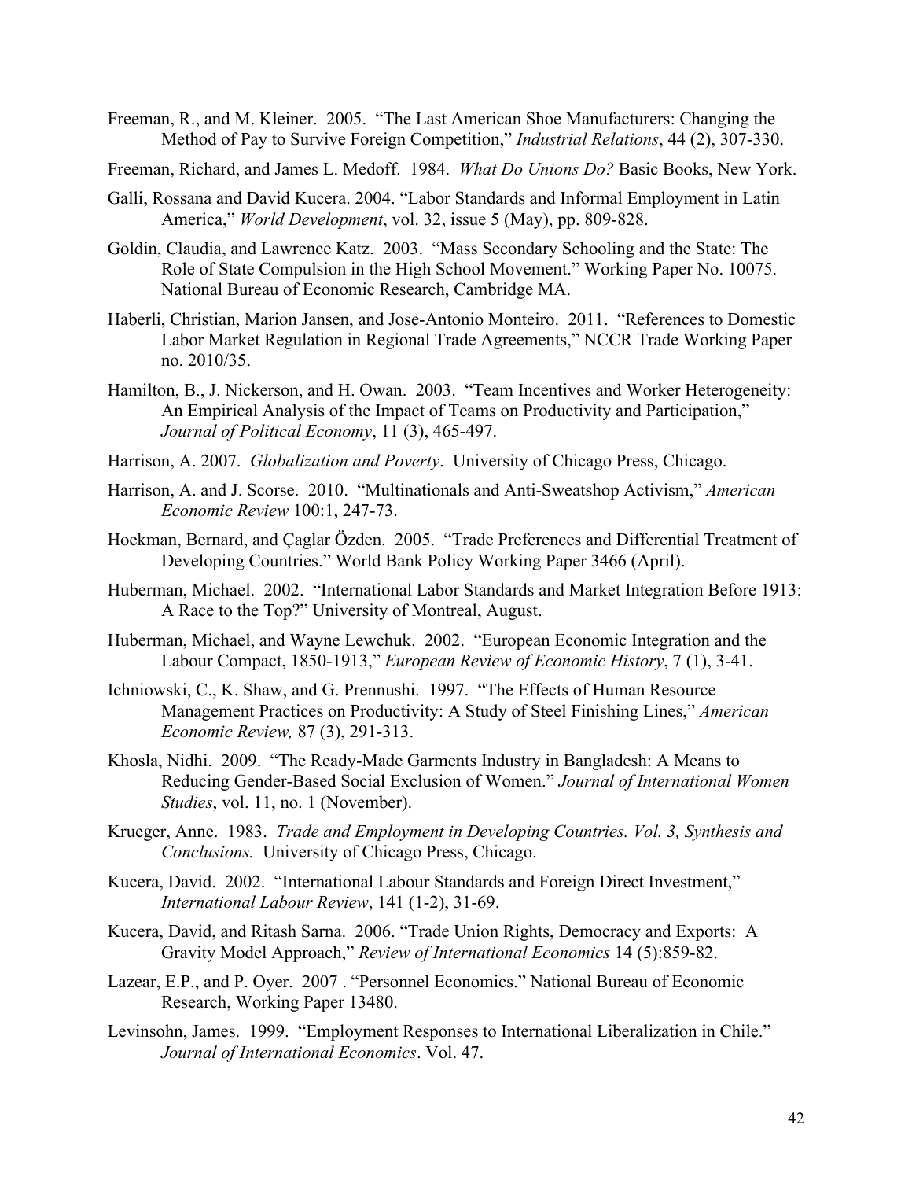Freeman, R., and M. Kleiner. 2005. "The Last American Shoe Manufacturers: Changing the Method of Pay to Survive Foreign Competition," *Industrial Relations*, 44 (2), 307-330.

Freeman, Richard, and James L. Medoff. 1984. *What Do Unions Do?* Basic Books, New York.

Galli, Rossana and David Kucera. 2004. "Labor Standards and Informal Employment in Latin America," *World Development*, vol. 32, issue 5 (May), pp. 809-828.

Goldin, Claudia, and Lawrence Katz. 2003. "Mass Secondary Schooling and the State: The Role of State Compulsion in the High School Movement." Working Paper No. 10075. National Bureau of Economic Research, Cambridge MA.

Haberli, Christian, Marion Jansen, and Jose-Antonio Monteiro. 2011. "References to Domestic Labor Market Regulation in Regional Trade Agreements," NCCR Trade Working Paper no. 2010/35.

Hamilton, B., J. Nickerson, and H. Owan. 2003. "Team Incentives and Worker Heterogeneity: An Empirical Analysis of the Impact of Teams on Productivity and Participation," *Journal of Political Economy*, 11 (3), 465-497.

Harrison, A. 2007. *Globalization and Poverty*. University of Chicago Press, Chicago.

Harrison, A. and J. Scorse. 2010. "Multinationals and Anti-Sweatshop Activism," *American Economic Review* 100:1, 247-73.

Hoekman, Bernard, and Çaglar Özden. 2005. "Trade Preferences and Differential Treatment of Developing Countries." World Bank Policy Working Paper 3466 (April).

Huberman, Michael. 2002. "International Labor Standards and Market Integration Before 1913: A Race to the Top?" University of Montreal, August.

Huberman, Michael, and Wayne Lewchuk. 2002. "European Economic Integration and the Labour Compact, 1850-1913," *European Review of Economic History*, 7 (1), 3-41.

Ichniowski, C., K. Shaw, and G. Prennushi. 1997. "The Effects of Human Resource Management Practices on Productivity: A Study of Steel Finishing Lines," *American Economic Review,* 87 (3), 291-313.

Khosla, Nidhi. 2009. "The Ready-Made Garments Industry in Bangladesh: A Means to Reducing Gender-Based Social Exclusion of Women." *Journal of International Women Studies*, vol. 11, no. 1 (November).

Krueger, Anne. 1983. *Trade and Employment in Developing Countries. Vol. 3, Synthesis and Conclusions.* University of Chicago Press, Chicago.

Kucera, David. 2002. "International Labour Standards and Foreign Direct Investment," *International Labour Review*, 141 (1-2), 31-69.

Kucera, David, and Ritash Sarna. 2006. "Trade Union Rights, Democracy and Exports: A Gravity Model Approach," *Review of International Economics* 14 (5):859-82.

Lazear, E.P., and P. Oyer. 2007 . "Personnel Economics." National Bureau of Economic Research, Working Paper 13480.

Levinsohn, James. 1999. "Employment Responses to International Liberalization in Chile." *Journal of International Economics*. Vol. 47.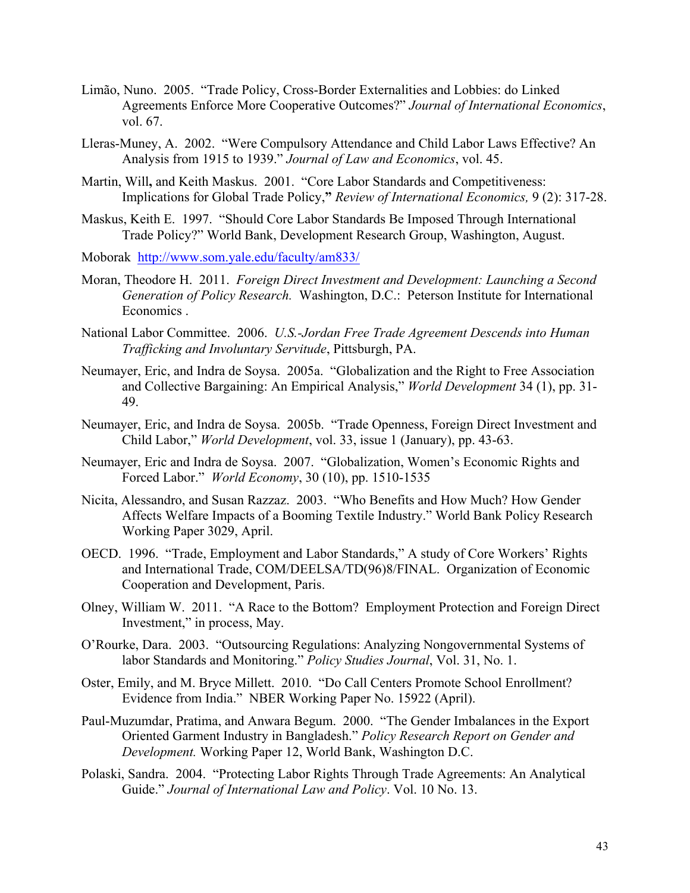Limão, Nuno. 2005. "Trade Policy, Cross-Border Externalities and Lobbies: do Linked Agreements Enforce More Cooperative Outcomes?" *Journal of International Economics*, vol. 67.

Lleras-Muney, A. 2002. "Were Compulsory Attendance and Child Labor Laws Effective? An Analysis from 1915 to 1939." *Journal of Law and Economics*, vol. 45.

Martin, Will**,** and Keith Maskus. 2001. "Core Labor Standards and Competitiveness: Implications for Global Trade Policy,**"** *Review of International Economics,* 9 (2): 317-28.

Maskus, Keith E. 1997. "Should Core Labor Standards Be Imposed Through International Trade Policy?" World Bank, Development Research Group, Washington, August.

Moborak http://www.som.yale.edu/faculty/am833/

Moran, Theodore H. 2011. *Foreign Direct Investment and Development: Launching a Second Generation of Policy Research.* Washington, D.C.: Peterson Institute for International Economics .

National Labor Committee. 2006. *U.S.-Jordan Free Trade Agreement Descends into Human Trafficking and Involuntary Servitude*, Pittsburgh, PA.

Neumayer, Eric, and Indra de Soysa. 2005a. "Globalization and the Right to Free Association and Collective Bargaining: An Empirical Analysis," *World Development* 34 (1), pp. 31-49.

Neumayer, Eric, and Indra de Soysa. 2005b. "Trade Openness, Foreign Direct Investment and Child Labor," *World Development*, vol. 33, issue 1 (January), pp. 43-63.

Neumayer, Eric and Indra de Soysa. 2007. "Globalization, Women's Economic Rights and Forced Labor." *World Economy*, 30 (10), pp. 1510-1535

Nicita, Alessandro, and Susan Razzaz. 2003. "Who Benefits and How Much? How Gender Affects Welfare Impacts of a Booming Textile Industry." World Bank Policy Research Working Paper 3029, April.

OECD. 1996. "Trade, Employment and Labor Standards," A study of Core Workers' Rights and International Trade, COM/DEELSA/TD(96)8/FINAL. Organization of Economic Cooperation and Development, Paris.

Olney, William W. 2011. "A Race to the Bottom? Employment Protection and Foreign Direct Investment," in process, May.

O'Rourke, Dara. 2003. "Outsourcing Regulations: Analyzing Nongovernmental Systems of labor Standards and Monitoring." *Policy Studies Journal*, Vol. 31, No. 1.

Oster, Emily, and M. Bryce Millett. 2010. "Do Call Centers Promote School Enrollment? Evidence from India." NBER Working Paper No. 15922 (April).

Paul-Muzumdar, Pratima, and Anwara Begum. 2000. "The Gender Imbalances in the Export Oriented Garment Industry in Bangladesh." *Policy Research Report on Gender and Development.* Working Paper 12, World Bank, Washington D.C.

Polaski, Sandra. 2004. "Protecting Labor Rights Through Trade Agreements: An Analytical Guide." *Journal of International Law and Policy*. Vol. 10 No. 13.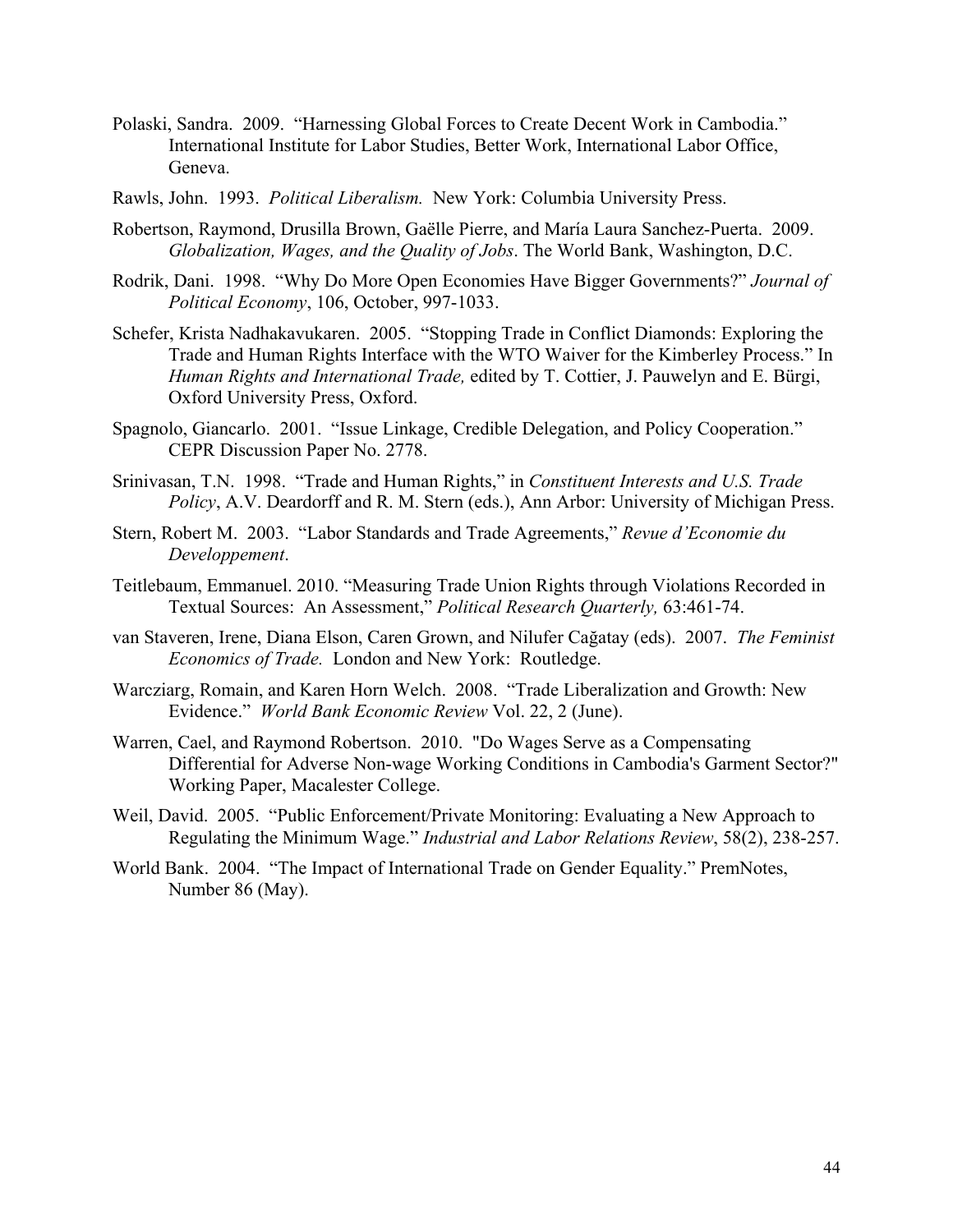Polaski, Sandra. 2009. "Harnessing Global Forces to Create Decent Work in Cambodia." International Institute for Labor Studies, Better Work, International Labor Office, Geneva.

Rawls, John. 1993. *Political Liberalism.* New York: Columbia University Press.

Robertson, Raymond, Drusilla Brown, Gaëlle Pierre, and María Laura Sanchez-Puerta. 2009. *Globalization, Wages, and the Quality of Jobs*. The World Bank, Washington, D.C.

Rodrik, Dani. 1998. "Why Do More Open Economies Have Bigger Governments?" *Journal of Political Economy*, 106, October, 997-1033.

Schefer, Krista Nadhakavukaren. 2005. "Stopping Trade in Conflict Diamonds: Exploring the Trade and Human Rights Interface with the WTO Waiver for the Kimberley Process." In *Human Rights and International Trade,* edited by T. Cottier, J. Pauwelyn and E. Bürgi, Oxford University Press, Oxford.

Spagnolo, Giancarlo. 2001. "Issue Linkage, Credible Delegation, and Policy Cooperation." CEPR Discussion Paper No. 2778.

Srinivasan, T.N. 1998. "Trade and Human Rights," in *Constituent Interests and U.S. Trade Policy*, A.V. Deardorff and R. M. Stern (eds.), Ann Arbor: University of Michigan Press.

Stern, Robert M. 2003. "Labor Standards and Trade Agreements," *Revue d'Economie du Developpement*.

Teitlebaum, Emmanuel. 2010. "Measuring Trade Union Rights through Violations Recorded in Textual Sources: An Assessment," *Political Research Quarterly,* 63:461-74.

van Staveren, Irene, Diana Elson, Caren Grown, and Nilufer Cağatay (eds). 2007. *The Feminist Economics of Trade.* London and New York: Routledge.

Warcziarg, Romain, and Karen Horn Welch. 2008. "Trade Liberalization and Growth: New Evidence." *World Bank Economic Review* Vol. 22, 2 (June).

Warren, Cael, and Raymond Robertson. 2010. "Do Wages Serve as a Compensating Differential for Adverse Non-wage Working Conditions in Cambodia's Garment Sector?" Working Paper, Macalester College.

Weil, David. 2005. "Public Enforcement/Private Monitoring: Evaluating a New Approach to Regulating the Minimum Wage." *Industrial and Labor Relations Review*, 58(2), 238-257.

World Bank. 2004. "The Impact of International Trade on Gender Equality." PremNotes, Number 86 (May).